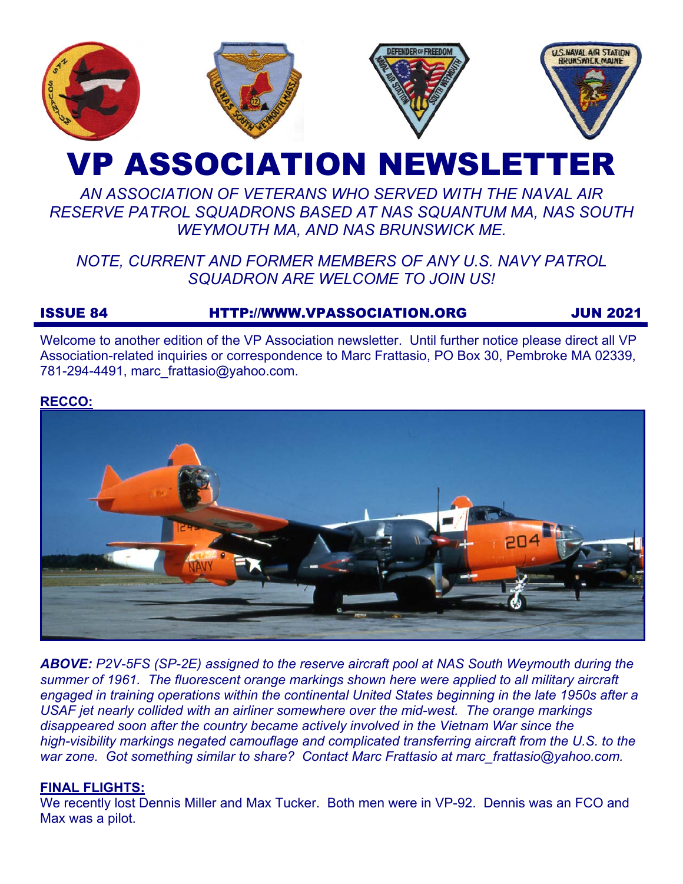# VP ASSOCIATION NEWSLETTER

*AN ASSOCIATION OF VETERANS WHO SERVED WITH THE NAVAL AIR RESERVE PATROL SQUADRONS BASED AT NAS SQUANTUM MA, NAS SOUTH WEYMOUTH MA, AND NAS BRUNSWICK ME.*

*NOTE, CURRENT AND FORMER MEMBERS OF ANY U.S. NAVY PATROL SQUADRON ARE WELCOME TO JOIN US!*

**ISSUE 84** | **HTTP://WWW.VPASSOCIATION.ORG** | **JUN 2021**

Welcome to another edition of the VP Association newsletter. Until further notice please direct all VP Association-related inquiries or correspondence to Marc Frattasio, PO Box 30, Pembroke MA 02339, 781-294-4491, marc_frattasio@yahoo.com.

## RECCO:

***ABOVE:*** *P2V-5FS (SP-2E) assigned to the reserve aircraft pool at NAS South Weymouth during the summer of 1961. The fluorescent orange markings shown here were applied to all military aircraft engaged in training operations within the continental United States beginning in the late 1950s after a USAF jet nearly collided with an airliner somewhere over the mid-west. The orange markings disappeared soon after the country became actively involved in the Vietnam War since the high-visibility markings negated camouflage and complicated transferring aircraft from the U.S. to the war zone. Got something similar to share? Contact Marc Frattasio at marc_frattasio@yahoo.com.*

## FINAL FLIGHTS:

We recently lost Dennis Miller and Max Tucker. Both men were in VP-92. Dennis was an FCO and Max was a pilot.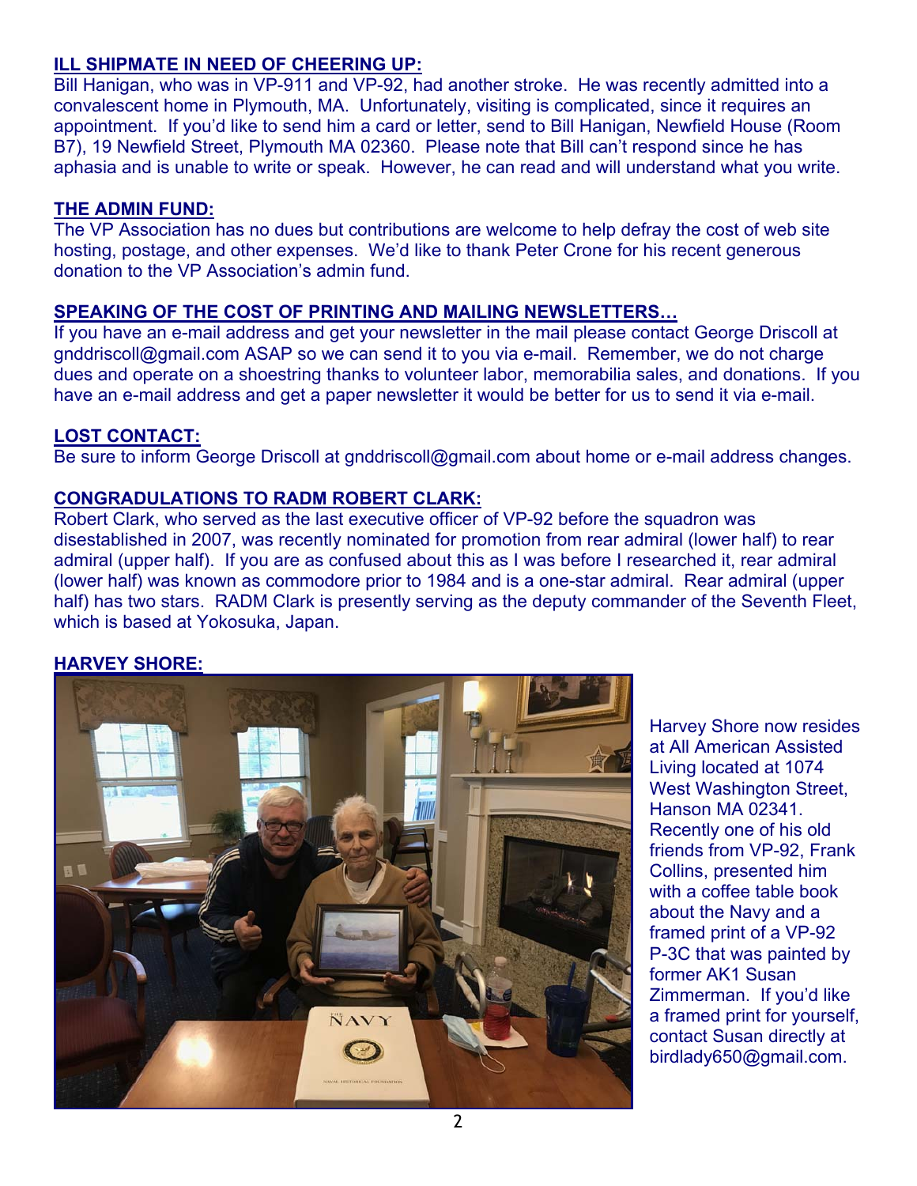## ILL SHIPMATE IN NEED OF CHEERING UP:

Bill Hanigan, who was in VP-911 and VP-92, had another stroke. He was recently admitted into a convalescent home in Plymouth, MA. Unfortunately, visiting is complicated, since it requires an appointment. If you'd like to send him a card or letter, send to Bill Hanigan, Newfield House (Room B7), 19 Newfield Street, Plymouth MA 02360. Please note that Bill can't respond since he has aphasia and is unable to write or speak. However, he can read and will understand what you write.

## THE ADMIN FUND:

The VP Association has no dues but contributions are welcome to help defray the cost of web site hosting, postage, and other expenses. We'd like to thank Peter Crone for his recent generous donation to the VP Association's admin fund.

## SPEAKING OF THE COST OF PRINTING AND MAILING NEWSLETTERS…

If you have an e-mail address and get your newsletter in the mail please contact George Driscoll at gnddriscoll@gmail.com ASAP so we can send it to you via e-mail. Remember, we do not charge dues and operate on a shoestring thanks to volunteer labor, memorabilia sales, and donations. If you have an e-mail address and get a paper newsletter it would be better for us to send it via e-mail.

## LOST CONTACT:

Be sure to inform George Driscoll at gnddriscoll@gmail.com about home or e-mail address changes.

## CONGRADULATIONS TO RADM ROBERT CLARK:

Robert Clark, who served as the last executive officer of VP-92 before the squadron was disestablished in 2007, was recently nominated for promotion from rear admiral (lower half) to rear admiral (upper half). If you are as confused about this as I was before I researched it, rear admiral (lower half) was known as commodore prior to 1984 and is a one-star admiral. Rear admiral (upper half) has two stars. RADM Clark is presently serving as the deputy commander of the Seventh Fleet, which is based at Yokosuka, Japan.

## HARVEY SHORE:

Harvey Shore now resides at All American Assisted Living located at 1074 West Washington Street, Hanson MA 02341. Recently one of his old friends from VP-92, Frank Collins, presented him with a coffee table book about the Navy and a framed print of a VP-92 P-3C that was painted by former AK1 Susan Zimmerman. If you'd like a framed print for yourself, contact Susan directly at birdlady650@gmail.com.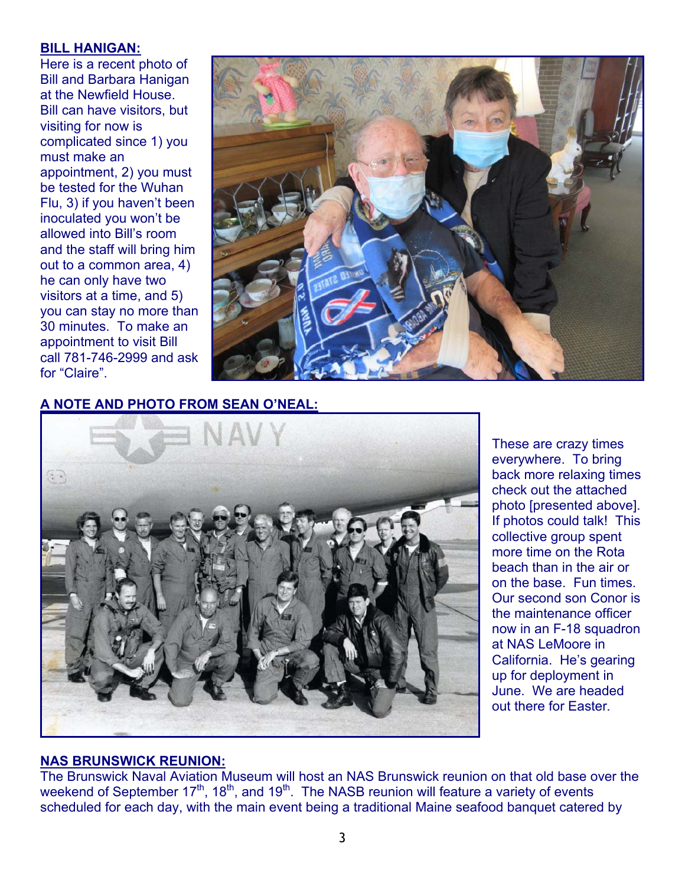**BILL HANIGAN:**

Here is a recent photo of Bill and Barbara Hanigan at the Newfield House. Bill can have visitors, but visiting for now is complicated since 1) you must make an appointment, 2) you must be tested for the Wuhan Flu, 3) if you haven't been inoculated you won't be allowed into Bill's room and the staff will bring him out to a common area, 4) he can only have two visitors at a time, and 5) you can stay no more than 30 minutes. To make an appointment to visit Bill call 781-746-2999 and ask for "Claire".

**A NOTE AND PHOTO FROM SEAN O'NEAL:**

These are crazy times everywhere. To bring back more relaxing times check out the attached photo [presented above]. If photos could talk! This collective group spent more time on the Rota beach than in the air or on the base. Fun times. Our second son Conor is the maintenance officer now in an F-18 squadron at NAS LeMoore in California. He's gearing up for deployment in June. We are headed out there for Easter.

**NAS BRUNSWICK REUNION:**

The Brunswick Naval Aviation Museum will host an NAS Brunswick reunion on that old base over the weekend of September 17th, 18th, and 19th. The NASB reunion will feature a variety of events scheduled for each day, with the main event being a traditional Maine seafood banquet catered by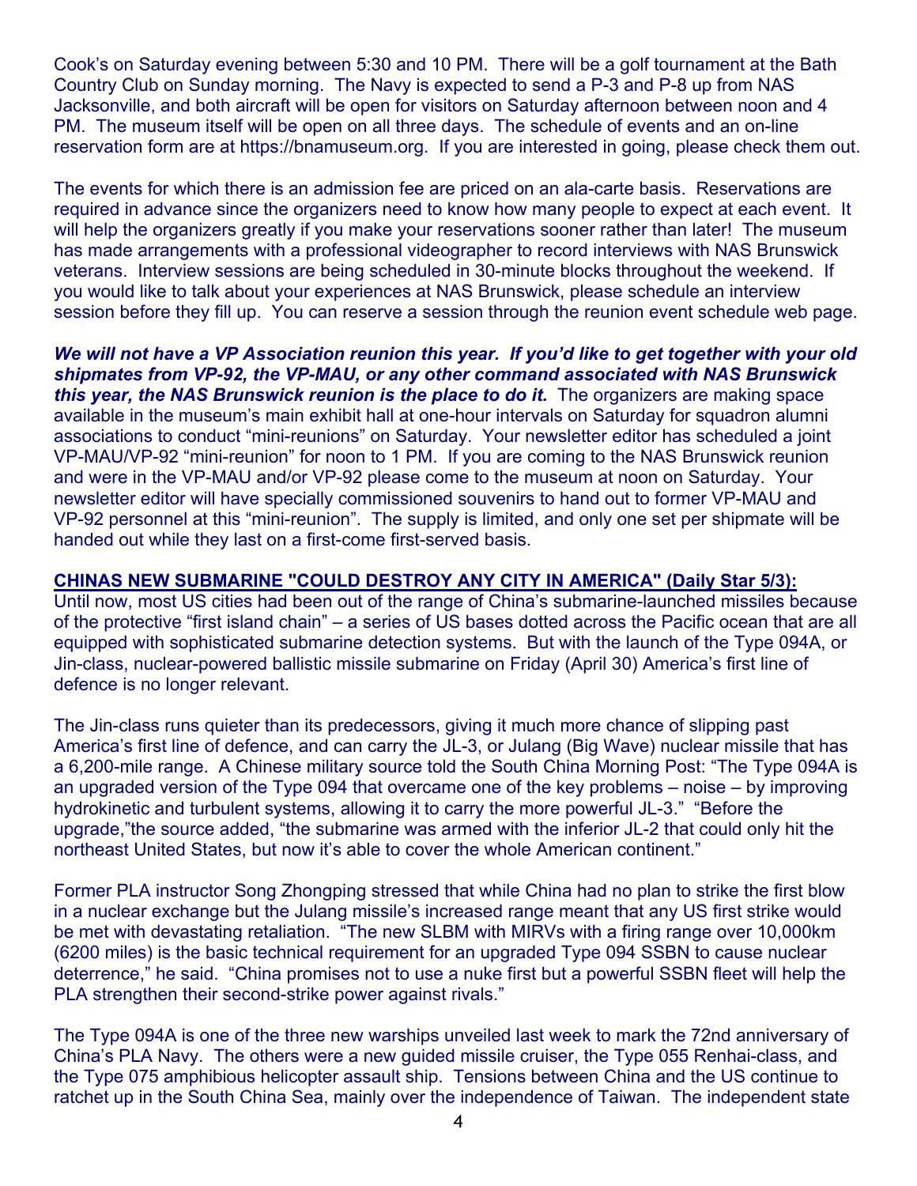Cook's on Saturday evening between 5:30 and 10 PM. There will be a golf tournament at the Bath Country Club on Sunday morning. The Navy is expected to send a P-3 and P-8 up from NAS Jacksonville, and both aircraft will be open for visitors on Saturday afternoon between noon and 4 PM. The museum itself will be open on all three days. The schedule of events and an on-line reservation form are at https://bnamuseum.org. If you are interested in going, please check them out.

The events for which there is an admission fee are priced on an ala-carte basis. Reservations are required in advance since the organizers need to know how many people to expect at each event. It will help the organizers greatly if you make your reservations sooner rather than later! The museum has made arrangements with a professional videographer to record interviews with NAS Brunswick veterans. Interview sessions are being scheduled in 30-minute blocks throughout the weekend. If you would like to talk about your experiences at NAS Brunswick, please schedule an interview session before they fill up. You can reserve a session through the reunion event schedule web page.

***We will not have a VP Association reunion this year. If you'd like to get together with your old shipmates from VP-92, the VP-MAU, or any other command associated with NAS Brunswick this year, the NAS Brunswick reunion is the place to do it.*** The organizers are making space available in the museum's main exhibit hall at one-hour intervals on Saturday for squadron alumni associations to conduct "mini-reunions" on Saturday. Your newsletter editor has scheduled a joint VP-MAU/VP-92 "mini-reunion" for noon to 1 PM. If you are coming to the NAS Brunswick reunion and were in the VP-MAU and/or VP-92 please come to the museum at noon on Saturday. Your newsletter editor will have specially commissioned souvenirs to hand out to former VP-MAU and VP-92 personnel at this "mini-reunion". The supply is limited, and only one set per shipmate will be handed out while they last on a first-come first-served basis.

**CHINAS NEW SUBMARINE "COULD DESTROY ANY CITY IN AMERICA" (Daily Star 5/3):**
Until now, most US cities had been out of the range of China's submarine-launched missiles because of the protective "first island chain" – a series of US bases dotted across the Pacific ocean that are all equipped with sophisticated submarine detection systems. But with the launch of the Type 094A, or Jin-class, nuclear-powered ballistic missile submarine on Friday (April 30) America's first line of defence is no longer relevant.

The Jin-class runs quieter than its predecessors, giving it much more chance of slipping past America's first line of defence, and can carry the JL-3, or Julang (Big Wave) nuclear missile that has a 6,200-mile range. A Chinese military source told the South China Morning Post: "The Type 094A is an upgraded version of the Type 094 that overcame one of the key problems – noise – by improving hydrokinetic and turbulent systems, allowing it to carry the more powerful JL-3." "Before the upgrade,"the source added, "the submarine was armed with the inferior JL-2 that could only hit the northeast United States, but now it's able to cover the whole American continent."

Former PLA instructor Song Zhongping stressed that while China had no plan to strike the first blow in a nuclear exchange but the Julang missile's increased range meant that any US first strike would be met with devastating retaliation. "The new SLBM with MIRVs with a firing range over 10,000km (6200 miles) is the basic technical requirement for an upgraded Type 094 SSBN to cause nuclear deterrence," he said. "China promises not to use a nuke first but a powerful SSBN fleet will help the PLA strengthen their second-strike power against rivals."

The Type 094A is one of the three new warships unveiled last week to mark the 72nd anniversary of China's PLA Navy. The others were a new guided missile cruiser, the Type 055 Renhai-class, and the Type 075 amphibious helicopter assault ship. Tensions between China and the US continue to ratchet up in the South China Sea, mainly over the independence of Taiwan. The independent state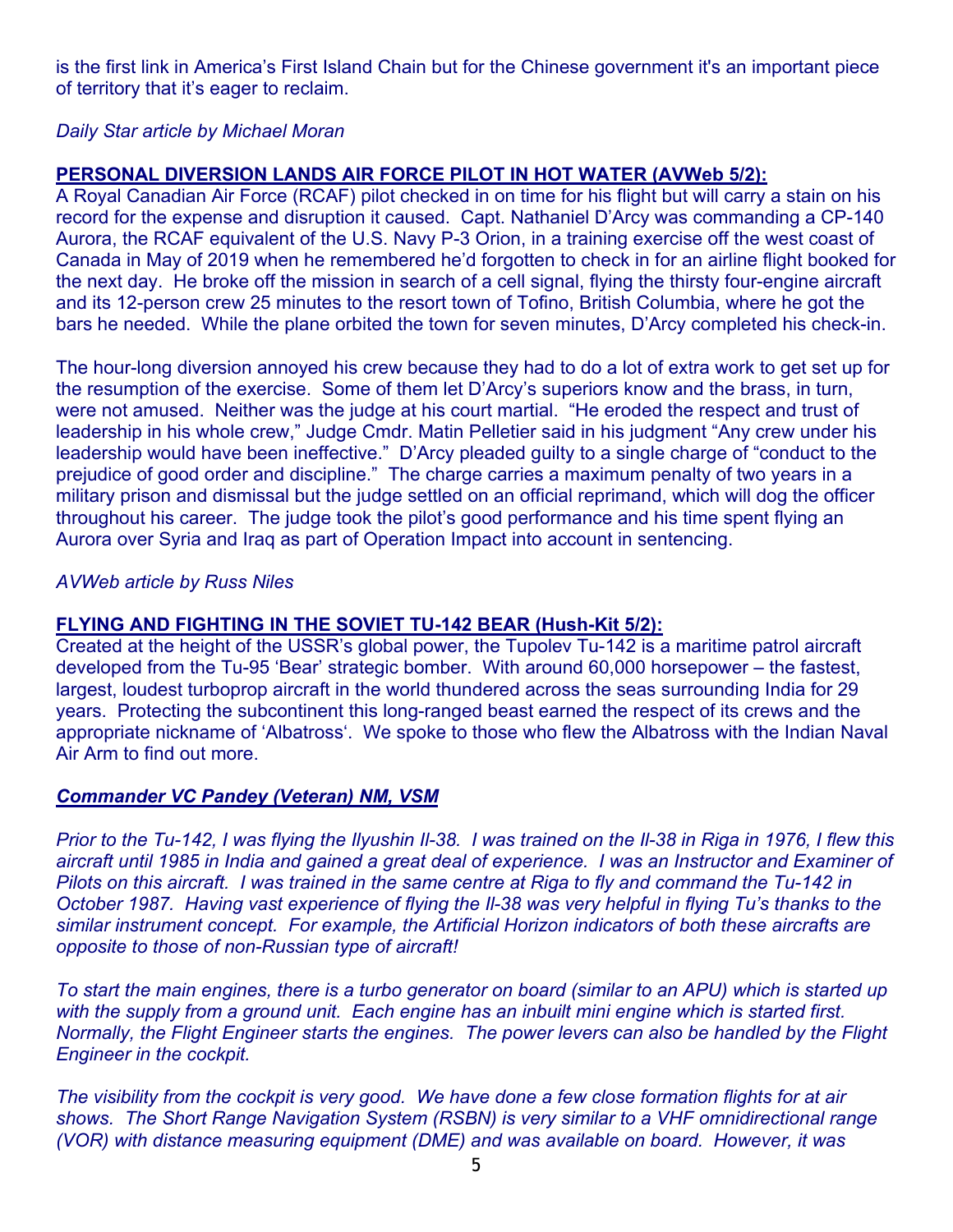is the first link in America's First Island Chain but for the Chinese government it's an important piece of territory that it's eager to reclaim.

*Daily Star article by Michael Moran*

**PERSONAL DIVERSION LANDS AIR FORCE PILOT IN HOT WATER (AVWeb 5/2):**

A Royal Canadian Air Force (RCAF) pilot checked in on time for his flight but will carry a stain on his record for the expense and disruption it caused. Capt. Nathaniel D'Arcy was commanding a CP-140 Aurora, the RCAF equivalent of the U.S. Navy P-3 Orion, in a training exercise off the west coast of Canada in May of 2019 when he remembered he'd forgotten to check in for an airline flight booked for the next day. He broke off the mission in search of a cell signal, flying the thirsty four-engine aircraft and its 12-person crew 25 minutes to the resort town of Tofino, British Columbia, where he got the bars he needed. While the plane orbited the town for seven minutes, D'Arcy completed his check-in.

The hour-long diversion annoyed his crew because they had to do a lot of extra work to get set up for the resumption of the exercise. Some of them let D'Arcy's superiors know and the brass, in turn, were not amused. Neither was the judge at his court martial. "He eroded the respect and trust of leadership in his whole crew," Judge Cmdr. Matin Pelletier said in his judgment "Any crew under his leadership would have been ineffective." D'Arcy pleaded guilty to a single charge of "conduct to the prejudice of good order and discipline." The charge carries a maximum penalty of two years in a military prison and dismissal but the judge settled on an official reprimand, which will dog the officer throughout his career. The judge took the pilot's good performance and his time spent flying an Aurora over Syria and Iraq as part of Operation Impact into account in sentencing.

*AVWeb article by Russ Niles*

**FLYING AND FIGHTING IN THE SOVIET TU-142 BEAR (Hush-Kit 5/2):**

Created at the height of the USSR's global power, the Tupolev Tu-142 is a maritime patrol aircraft developed from the Tu-95 'Bear' strategic bomber. With around 60,000 horsepower – the fastest, largest, loudest turboprop aircraft in the world thundered across the seas surrounding India for 29 years. Protecting the subcontinent this long-ranged beast earned the respect of its crews and the appropriate nickname of 'Albatross'. We spoke to those who flew the Albatross with the Indian Naval Air Arm to find out more.

***Commander VC Pandey (Veteran) NM, VSM***

*Prior to the Tu-142, I was flying the Ilyushin Il-38. I was trained on the Il-38 in Riga in 1976, I flew this aircraft until 1985 in India and gained a great deal of experience. I was an Instructor and Examiner of Pilots on this aircraft. I was trained in the same centre at Riga to fly and command the Tu-142 in October 1987. Having vast experience of flying the Il-38 was very helpful in flying Tu's thanks to the similar instrument concept. For example, the Artificial Horizon indicators of both these aircrafts are opposite to those of non-Russian type of aircraft!*

*To start the main engines, there is a turbo generator on board (similar to an APU) which is started up with the supply from a ground unit. Each engine has an inbuilt mini engine which is started first. Normally, the Flight Engineer starts the engines. The power levers can also be handled by the Flight Engineer in the cockpit.*

*The visibility from the cockpit is very good. We have done a few close formation flights for at air shows. The Short Range Navigation System (RSBN) is very similar to a VHF omnidirectional range (VOR) with distance measuring equipment (DME) and was available on board. However, it was*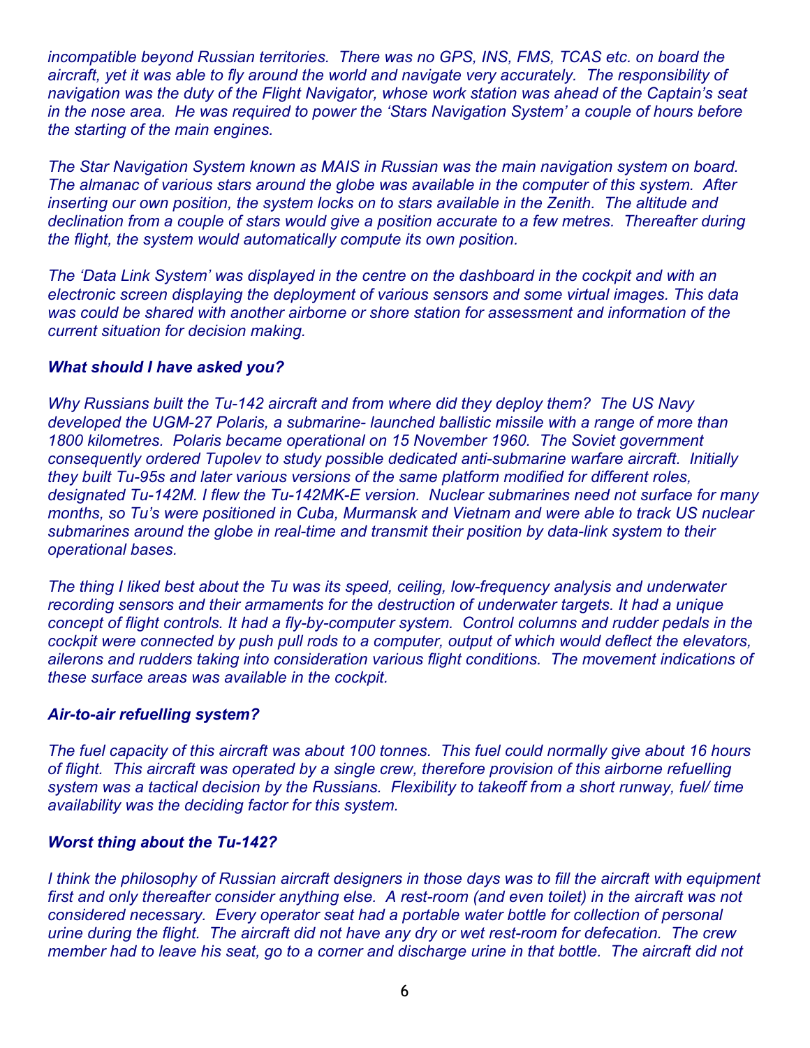*incompatible beyond Russian territories. There was no GPS, INS, FMS, TCAS etc. on board the aircraft, yet it was able to fly around the world and navigate very accurately. The responsibility of navigation was the duty of the Flight Navigator, whose work station was ahead of the Captain's seat in the nose area. He was required to power the 'Stars Navigation System' a couple of hours before the starting of the main engines.*

*The Star Navigation System known as MAIS in Russian was the main navigation system on board. The almanac of various stars around the globe was available in the computer of this system. After inserting our own position, the system locks on to stars available in the Zenith. The altitude and declination from a couple of stars would give a position accurate to a few metres. Thereafter during the flight, the system would automatically compute its own position.*

*The 'Data Link System' was displayed in the centre on the dashboard in the cockpit and with an electronic screen displaying the deployment of various sensors and some virtual images. This data was could be shared with another airborne or shore station for assessment and information of the current situation for decision making.*

***What should I have asked you?***

*Why Russians built the Tu-142 aircraft and from where did they deploy them? The US Navy developed the UGM-27 Polaris, a submarine- launched ballistic missile with a range of more than 1800 kilometres. Polaris became operational on 15 November 1960. The Soviet government consequently ordered Tupolev to study possible dedicated anti-submarine warfare aircraft. Initially they built Tu-95s and later various versions of the same platform modified for different roles, designated Tu-142M. I flew the Tu-142MK-E version. Nuclear submarines need not surface for many months, so Tu's were positioned in Cuba, Murmansk and Vietnam and were able to track US nuclear submarines around the globe in real-time and transmit their position by data-link system to their operational bases.*

*The thing I liked best about the Tu was its speed, ceiling, low-frequency analysis and underwater recording sensors and their armaments for the destruction of underwater targets. It had a unique concept of flight controls. It had a fly-by-computer system. Control columns and rudder pedals in the cockpit were connected by push pull rods to a computer, output of which would deflect the elevators, ailerons and rudders taking into consideration various flight conditions. The movement indications of these surface areas was available in the cockpit.*

***Air-to-air refuelling system?***

*The fuel capacity of this aircraft was about 100 tonnes. This fuel could normally give about 16 hours of flight. This aircraft was operated by a single crew, therefore provision of this airborne refuelling system was a tactical decision by the Russians. Flexibility to takeoff from a short runway, fuel/ time availability was the deciding factor for this system.*

***Worst thing about the Tu-142?***

*I think the philosophy of Russian aircraft designers in those days was to fill the aircraft with equipment first and only thereafter consider anything else. A rest-room (and even toilet) in the aircraft was not considered necessary. Every operator seat had a portable water bottle for collection of personal urine during the flight. The aircraft did not have any dry or wet rest-room for defecation. The crew member had to leave his seat, go to a corner and discharge urine in that bottle. The aircraft did not*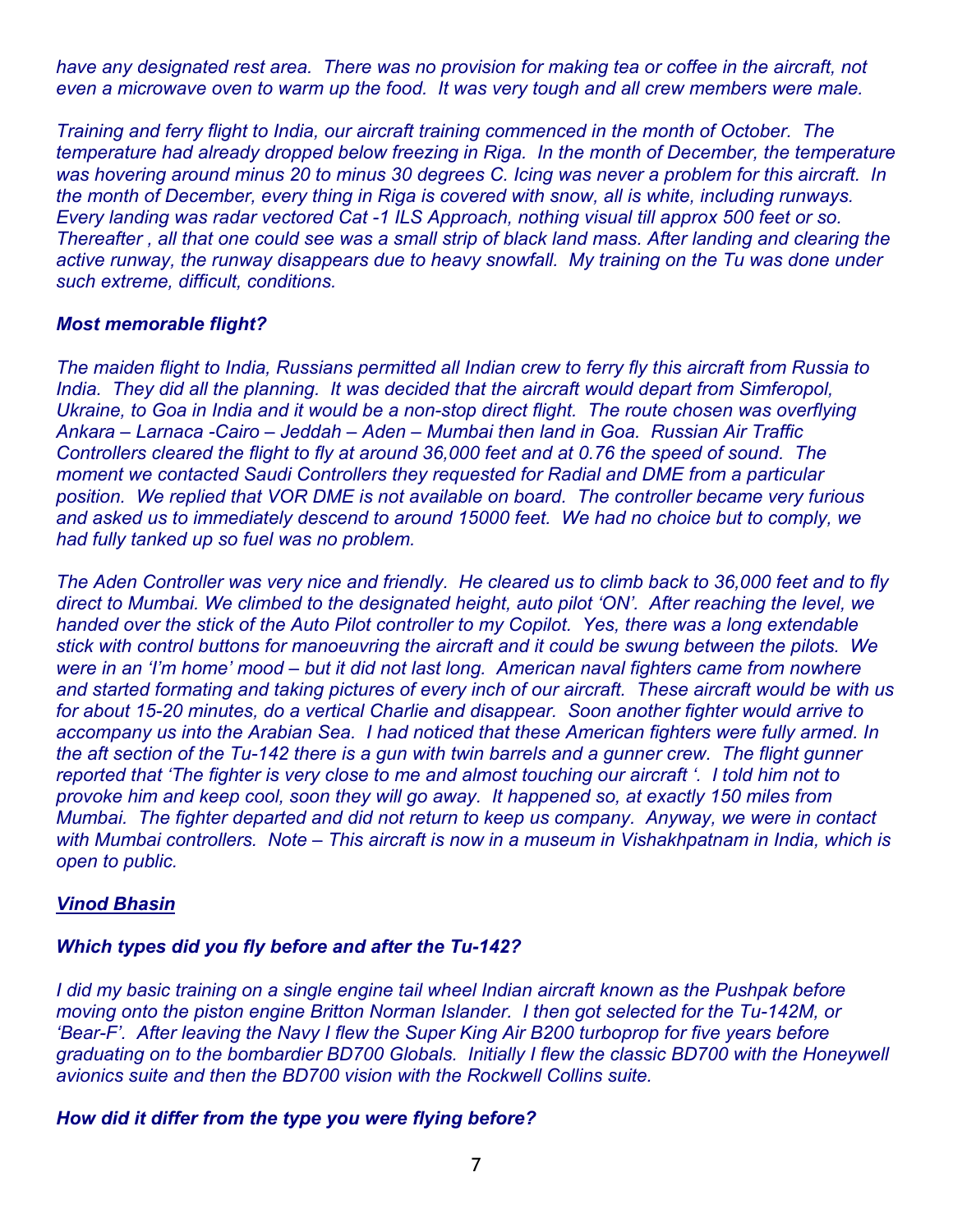*have any designated rest area. There was no provision for making tea or coffee in the aircraft, not even a microwave oven to warm up the food. It was very tough and all crew members were male.*

*Training and ferry flight to India, our aircraft training commenced in the month of October. The temperature had already dropped below freezing in Riga. In the month of December, the temperature was hovering around minus 20 to minus 30 degrees C. Icing was never a problem for this aircraft. In the month of December, every thing in Riga is covered with snow, all is white, including runways. Every landing was radar vectored Cat -1 ILS Approach, nothing visual till approx 500 feet or so. Thereafter , all that one could see was a small strip of black land mass. After landing and clearing the active runway, the runway disappears due to heavy snowfall. My training on the Tu was done under such extreme, difficult, conditions.*

***Most memorable flight?***

*The maiden flight to India, Russians permitted all Indian crew to ferry fly this aircraft from Russia to India. They did all the planning. It was decided that the aircraft would depart from Simferopol, Ukraine, to Goa in India and it would be a non-stop direct flight. The route chosen was overflying Ankara – Larnaca -Cairo – Jeddah – Aden – Mumbai then land in Goa. Russian Air Traffic Controllers cleared the flight to fly at around 36,000 feet and at 0.76 the speed of sound. The moment we contacted Saudi Controllers they requested for Radial and DME from a particular position. We replied that VOR DME is not available on board. The controller became very furious and asked us to immediately descend to around 15000 feet. We had no choice but to comply, we had fully tanked up so fuel was no problem.*

*The Aden Controller was very nice and friendly. He cleared us to climb back to 36,000 feet and to fly direct to Mumbai. We climbed to the designated height, auto pilot 'ON'. After reaching the level, we handed over the stick of the Auto Pilot controller to my Copilot. Yes, there was a long extendable stick with control buttons for manoeuvring the aircraft and it could be swung between the pilots. We were in an 'I'm home' mood – but it did not last long. American naval fighters came from nowhere and started formating and taking pictures of every inch of our aircraft. These aircraft would be with us for about 15-20 minutes, do a vertical Charlie and disappear. Soon another fighter would arrive to accompany us into the Arabian Sea. I had noticed that these American fighters were fully armed. In the aft section of the Tu-142 there is a gun with twin barrels and a gunner crew. The flight gunner reported that 'The fighter is very close to me and almost touching our aircraft '. I told him not to provoke him and keep cool, soon they will go away. It happened so, at exactly 150 miles from Mumbai. The fighter departed and did not return to keep us company. Anyway, we were in contact with Mumbai controllers. Note – This aircraft is now in a museum in Vishakhpatnam in India, which is open to public.*

***Vinod Bhasin***

***Which types did you fly before and after the Tu-142?***

*I did my basic training on a single engine tail wheel Indian aircraft known as the Pushpak before moving onto the piston engine Britton Norman Islander. I then got selected for the Tu-142M, or 'Bear-F'. After leaving the Navy I flew the Super King Air B200 turboprop for five years before graduating on to the bombardier BD700 Globals. Initially I flew the classic BD700 with the Honeywell avionics suite and then the BD700 vision with the Rockwell Collins suite.*

***How did it differ from the type you were flying before?***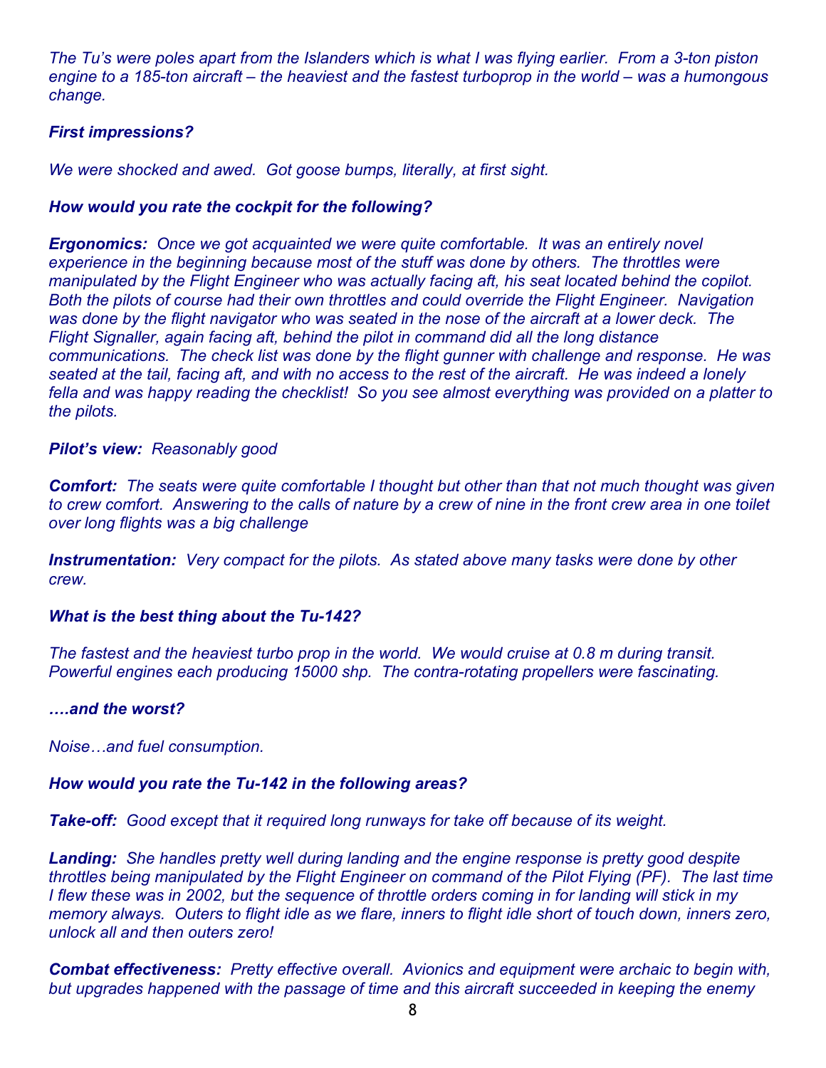*The Tu's were poles apart from the Islanders which is what I was flying earlier. From a 3-ton piston engine to a 185-ton aircraft – the heaviest and the fastest turboprop in the world – was a humongous change.*

***First impressions?***

*We were shocked and awed. Got goose bumps, literally, at first sight.*

***How would you rate the cockpit for the following?***

***Ergonomics:*** *Once we got acquainted we were quite comfortable. It was an entirely novel experience in the beginning because most of the stuff was done by others. The throttles were manipulated by the Flight Engineer who was actually facing aft, his seat located behind the copilot. Both the pilots of course had their own throttles and could override the Flight Engineer. Navigation was done by the flight navigator who was seated in the nose of the aircraft at a lower deck. The Flight Signaller, again facing aft, behind the pilot in command did all the long distance communications. The check list was done by the flight gunner with challenge and response. He was seated at the tail, facing aft, and with no access to the rest of the aircraft. He was indeed a lonely fella and was happy reading the checklist! So you see almost everything was provided on a platter to the pilots.*

***Pilot's view:*** *Reasonably good*

***Comfort:*** *The seats were quite comfortable I thought but other than that not much thought was given to crew comfort. Answering to the calls of nature by a crew of nine in the front crew area in one toilet over long flights was a big challenge*

***Instrumentation:*** *Very compact for the pilots. As stated above many tasks were done by other crew.*

***What is the best thing about the Tu-142?***

*The fastest and the heaviest turbo prop in the world. We would cruise at 0.8 m during transit. Powerful engines each producing 15000 shp. The contra-rotating propellers were fascinating.*

***….and the worst?***

*Noise…and fuel consumption.*

***How would you rate the Tu-142 in the following areas?***

***Take-off:*** *Good except that it required long runways for take off because of its weight.*

***Landing:*** *She handles pretty well during landing and the engine response is pretty good despite throttles being manipulated by the Flight Engineer on command of the Pilot Flying (PF). The last time I flew these was in 2002, but the sequence of throttle orders coming in for landing will stick in my memory always. Outers to flight idle as we flare, inners to flight idle short of touch down, inners zero, unlock all and then outers zero!*

***Combat effectiveness:*** *Pretty effective overall. Avionics and equipment were archaic to begin with, but upgrades happened with the passage of time and this aircraft succeeded in keeping the enemy*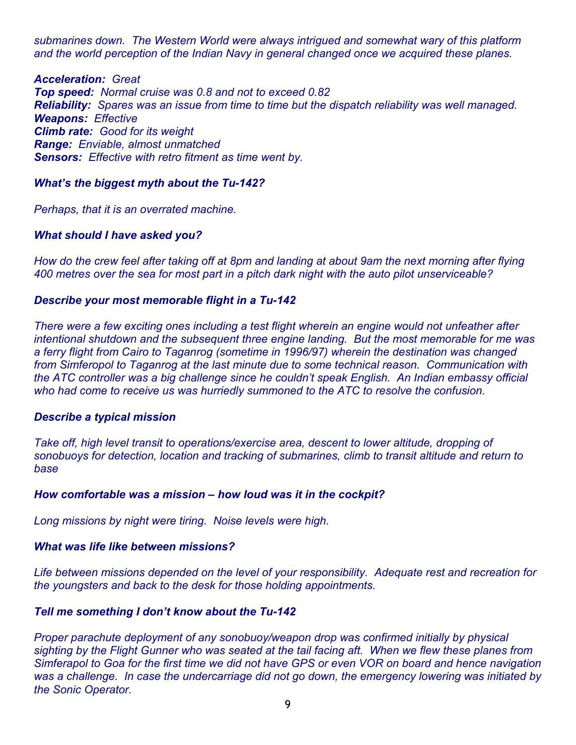*submarines down. The Western World were always intrigued and somewhat wary of this platform and the world perception of the Indian Navy in general changed once we acquired these planes.*

***Acceleration:*** *Great*
***Top speed:*** *Normal cruise was 0.8 and not to exceed 0.82*
***Reliability:*** *Spares was an issue from time to time but the dispatch reliability was well managed.*
***Weapons:*** *Effective*
***Climb rate:*** *Good for its weight*
***Range:*** *Enviable, almost unmatched*
***Sensors:*** *Effective with retro fitment as time went by.*

***What's the biggest myth about the Tu-142?***

*Perhaps, that it is an overrated machine.*

***What should I have asked you?***

*How do the crew feel after taking off at 8pm and landing at about 9am the next morning after flying 400 metres over the sea for most part in a pitch dark night with the auto pilot unserviceable?*

***Describe your most memorable flight in a Tu-142***

*There were a few exciting ones including a test flight wherein an engine would not unfeather after intentional shutdown and the subsequent three engine landing. But the most memorable for me was a ferry flight from Cairo to Taganrog (sometime in 1996/97) wherein the destination was changed from Simferopol to Taganrog at the last minute due to some technical reason. Communication with the ATC controller was a big challenge since he couldn't speak English. An Indian embassy official who had come to receive us was hurriedly summoned to the ATC to resolve the confusion.*

***Describe a typical mission***

*Take off, high level transit to operations/exercise area, descent to lower altitude, dropping of sonobuoys for detection, location and tracking of submarines, climb to transit altitude and return to base*

***How comfortable was a mission – how loud was it in the cockpit?***

*Long missions by night were tiring. Noise levels were high.*

***What was life like between missions?***

*Life between missions depended on the level of your responsibility. Adequate rest and recreation for the youngsters and back to the desk for those holding appointments.*

***Tell me something I don't know about the Tu-142***

*Proper parachute deployment of any sonobuoy/weapon drop was confirmed initially by physical sighting by the Flight Gunner who was seated at the tail facing aft. When we flew these planes from Simferapol to Goa for the first time we did not have GPS or even VOR on board and hence navigation was a challenge. In case the undercarriage did not go down, the emergency lowering was initiated by the Sonic Operator.*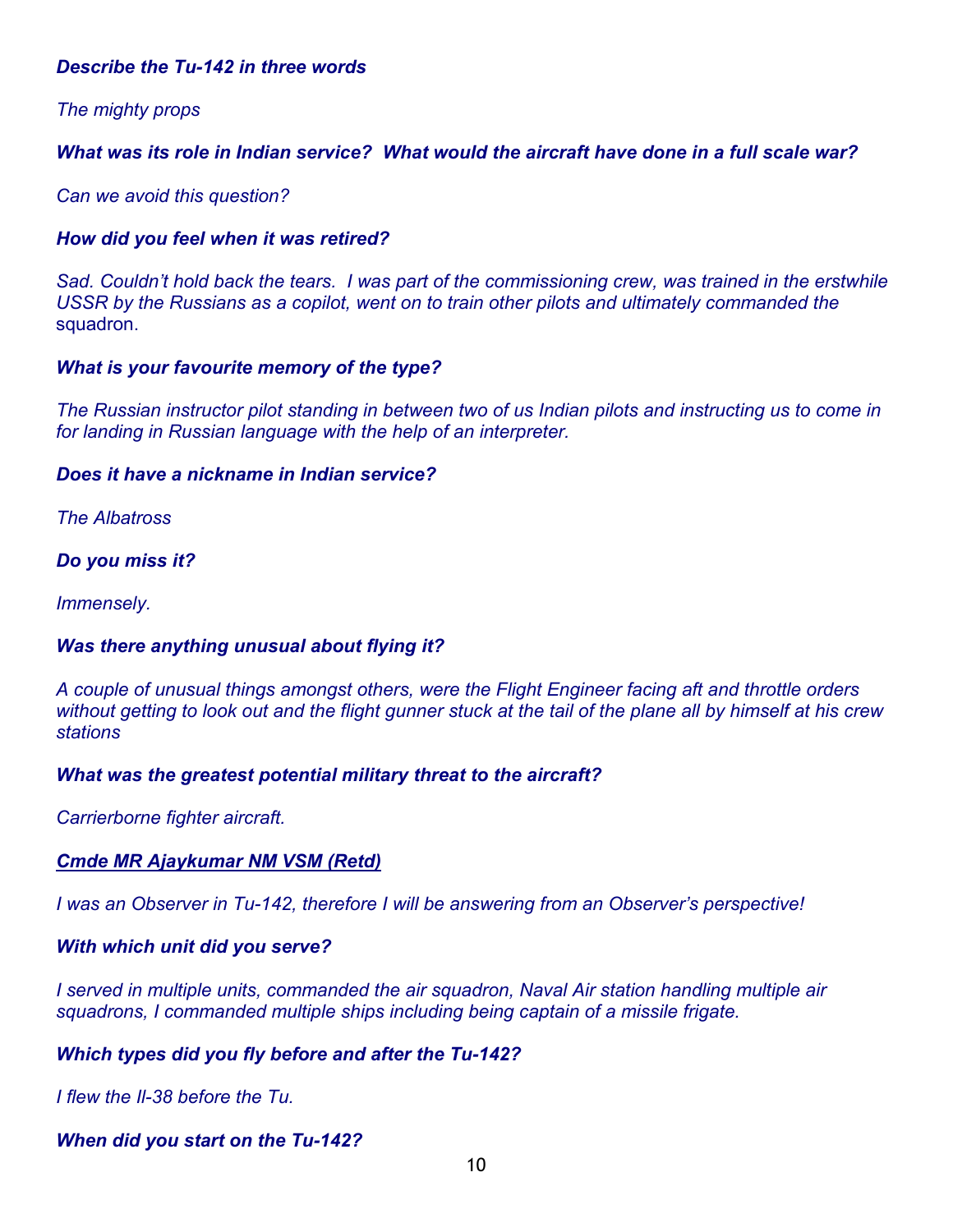***Describe the Tu-142 in three words***

*The mighty props*

***What was its role in Indian service?  What would the aircraft have done in a full scale war?***

*Can we avoid this question?*

***How did you feel when it was retired?***

*Sad. Couldn't hold back the tears.  I was part of the commissioning crew, was trained in the erstwhile USSR by the Russians as a copilot, went on to train other pilots and ultimately commanded the* squadron.

***What is your favourite memory of the type?***

*The Russian instructor pilot standing in between two of us Indian pilots and instructing us to come in for landing in Russian language with the help of an interpreter.*

***Does it have a nickname in Indian service?***

*The Albatross*

***Do you miss it?***

*Immensely.*

***Was there anything unusual about flying it?***

*A couple of unusual things amongst others, were the Flight Engineer facing aft and throttle orders without getting to look out and the flight gunner stuck at the tail of the plane all by himself at his crew stations*

***What was the greatest potential military threat to the aircraft?***

*Carrierborne fighter aircraft.*

***<u>Cmde MR Ajaykumar NM VSM (Retd)</u>***

*I was an Observer in Tu-142, therefore I will be answering from an Observer's perspective!*

***With which unit did you serve?***

*I served in multiple units, commanded the air squadron, Naval Air station handling multiple air squadrons, I commanded multiple ships including being captain of a missile frigate.*

***Which types did you fly before and after the Tu-142?***

*I flew the Il-38 before the Tu.*

***When did you start on the Tu-142?***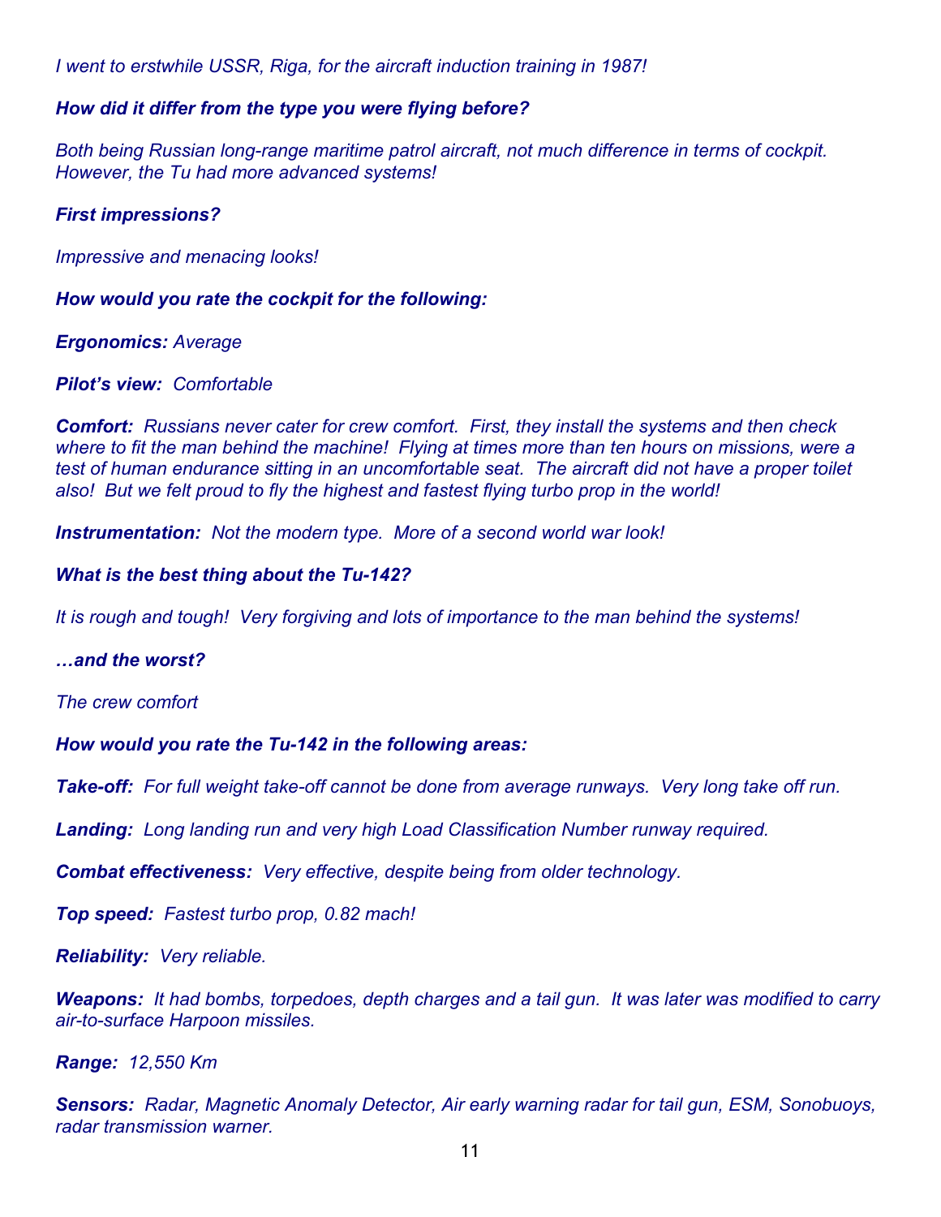*I went to erstwhile USSR, Riga, for the aircraft induction training in 1987!*

***How did it differ from the type you were flying before?***

*Both being Russian long-range maritime patrol aircraft, not much difference in terms of cockpit. However, the Tu had more advanced systems!*

***First impressions?***

*Impressive and menacing looks!*

***How would you rate the cockpit for the following:***

***Ergonomics:*** *Average*

***Pilot's view:*** *Comfortable*

***Comfort:*** *Russians never cater for crew comfort. First, they install the systems and then check where to fit the man behind the machine! Flying at times more than ten hours on missions, were a test of human endurance sitting in an uncomfortable seat. The aircraft did not have a proper toilet also! But we felt proud to fly the highest and fastest flying turbo prop in the world!*

***Instrumentation:*** *Not the modern type. More of a second world war look!*

***What is the best thing about the Tu-142?***

*It is rough and tough! Very forgiving and lots of importance to the man behind the systems!*

***…and the worst?***

*The crew comfort*

***How would you rate the Tu-142 in the following areas:***

***Take-off:*** *For full weight take-off cannot be done from average runways. Very long take off run.*

***Landing:*** *Long landing run and very high Load Classification Number runway required.*

***Combat effectiveness:*** *Very effective, despite being from older technology.*

***Top speed:*** *Fastest turbo prop, 0.82 mach!*

***Reliability:*** *Very reliable.*

***Weapons:*** *It had bombs, torpedoes, depth charges and a tail gun. It was later was modified to carry air-to-surface Harpoon missiles.*

***Range:*** *12,550 Km*

***Sensors:*** *Radar, Magnetic Anomaly Detector, Air early warning radar for tail gun, ESM, Sonobuoys, radar transmission warner.*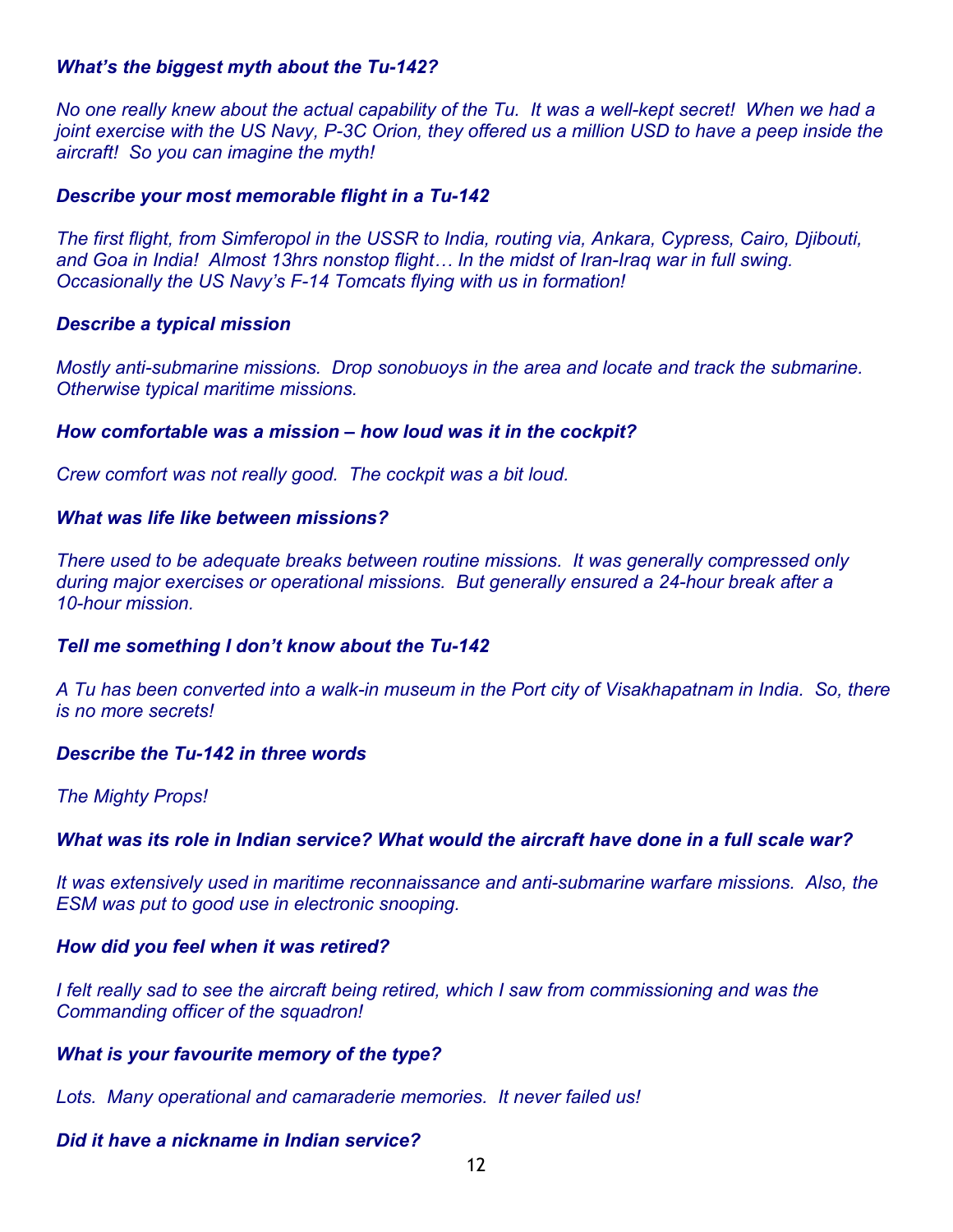***What's the biggest myth about the Tu-142?***

*No one really knew about the actual capability of the Tu. It was a well-kept secret! When we had a joint exercise with the US Navy, P-3C Orion, they offered us a million USD to have a peep inside the aircraft! So you can imagine the myth!*

***Describe your most memorable flight in a Tu-142***

*The first flight, from Simferopol in the USSR to India, routing via, Ankara, Cypress, Cairo, Djibouti, and Goa in India! Almost 13hrs nonstop flight… In the midst of Iran-Iraq war in full swing. Occasionally the US Navy's F-14 Tomcats flying with us in formation!*

***Describe a typical mission***

*Mostly anti-submarine missions. Drop sonobuoys in the area and locate and track the submarine. Otherwise typical maritime missions.*

***How comfortable was a mission – how loud was it in the cockpit?***

*Crew comfort was not really good. The cockpit was a bit loud.*

***What was life like between missions?***

*There used to be adequate breaks between routine missions. It was generally compressed only during major exercises or operational missions. But generally ensured a 24-hour break after a 10-hour mission.*

***Tell me something I don't know about the Tu-142***

*A Tu has been converted into a walk-in museum in the Port city of Visakhapatnam in India. So, there is no more secrets!*

***Describe the Tu-142 in three words***

*The Mighty Props!*

***What was its role in Indian service? What would the aircraft have done in a full scale war?***

*It was extensively used in maritime reconnaissance and anti-submarine warfare missions. Also, the ESM was put to good use in electronic snooping.*

***How did you feel when it was retired?***

*I felt really sad to see the aircraft being retired, which I saw from commissioning and was the Commanding officer of the squadron!*

***What is your favourite memory of the type?***

*Lots. Many operational and camaraderie memories. It never failed us!*

***Did it have a nickname in Indian service?***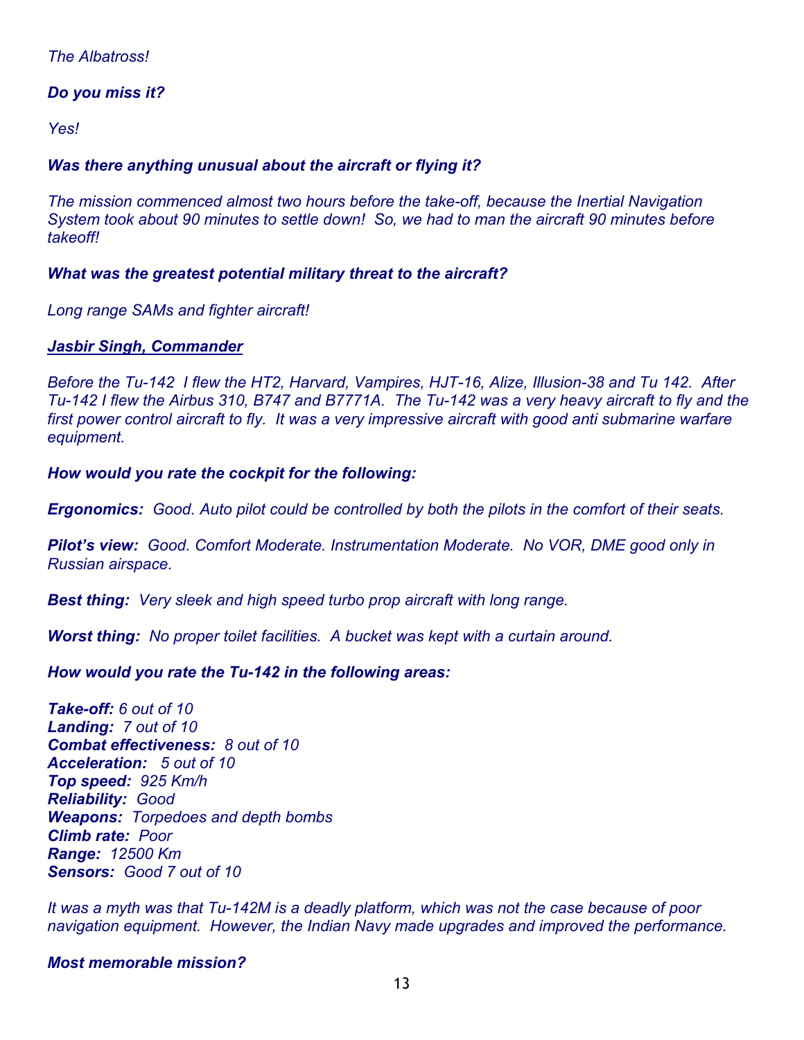*The Albatross!*

***Do you miss it?***

*Yes!*

***Was there anything unusual about the aircraft or flying it?***

*The mission commenced almost two hours before the take-off, because the Inertial Navigation System took about 90 minutes to settle down! So, we had to man the aircraft 90 minutes before takeoff!*

***What was the greatest potential military threat to the aircraft?***

*Long range SAMs and fighter aircraft!*

***<u>Jasbir Singh, Commander</u>***

*Before the Tu-142 I flew the HT2, Harvard, Vampires, HJT-16, Alize, Illusion-38 and Tu 142. After Tu-142 I flew the Airbus 310, B747 and B7771A. The Tu-142 was a very heavy aircraft to fly and the first power control aircraft to fly. It was a very impressive aircraft with good anti submarine warfare equipment.*

***How would you rate the cockpit for the following:***

***Ergonomics:*** *Good. Auto pilot could be controlled by both the pilots in the comfort of their seats.*

***Pilot's view:*** *Good. Comfort Moderate. Instrumentation Moderate. No VOR, DME good only in Russian airspace.*

***Best thing:*** *Very sleek and high speed turbo prop aircraft with long range.*

***Worst thing:*** *No proper toilet facilities. A bucket was kept with a curtain around.*

***How would you rate the Tu-142 in the following areas:***

***Take-off:*** *6 out of 10*
***Landing:*** *7 out of 10*
***Combat effectiveness:*** *8 out of 10*
***Acceleration:*** *5 out of 10*
***Top speed:*** *925 Km/h*
***Reliability:*** *Good*
***Weapons:*** *Torpedoes and depth bombs*
***Climb rate:*** *Poor*
***Range:*** *12500 Km*
***Sensors:*** *Good 7 out of 10*

*It was a myth was that Tu-142M is a deadly platform, which was not the case because of poor navigation equipment. However, the Indian Navy made upgrades and improved the performance.*

***Most memorable mission?***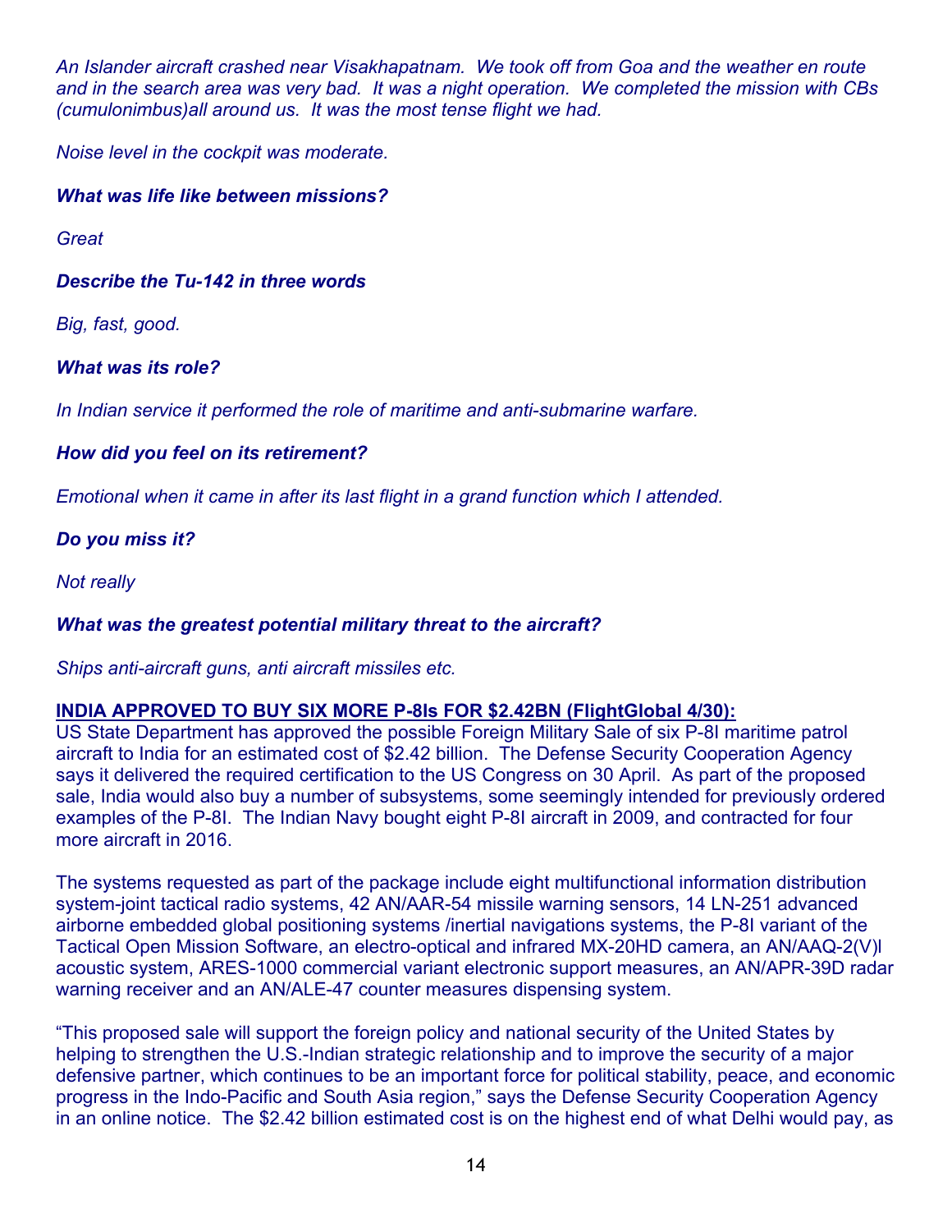*An Islander aircraft crashed near Visakhapatnam. We took off from Goa and the weather en route and in the search area was very bad. It was a night operation. We completed the mission with CBs (cumulonimbus)all around us. It was the most tense flight we had.*

*Noise level in the cockpit was moderate.*

***What was life like between missions?***

*Great*

***Describe the Tu-142 in three words***

*Big, fast, good.*

***What was its role?***

*In Indian service it performed the role of maritime and anti-submarine warfare.*

***How did you feel on its retirement?***

*Emotional when it came in after its last flight in a grand function which I attended.*

***Do you miss it?***

*Not really*

***What was the greatest potential military threat to the aircraft?***

*Ships anti-aircraft guns, anti aircraft missiles etc.*

**INDIA APPROVED TO BUY SIX MORE P-8Is FOR $2.42BN (FlightGlobal 4/30):**
US State Department has approved the possible Foreign Military Sale of six P-8I maritime patrol aircraft to India for an estimated cost of $2.42 billion. The Defense Security Cooperation Agency says it delivered the required certification to the US Congress on 30 April. As part of the proposed sale, India would also buy a number of subsystems, some seemingly intended for previously ordered examples of the P-8I. The Indian Navy bought eight P-8I aircraft in 2009, and contracted for four more aircraft in 2016.

The systems requested as part of the package include eight multifunctional information distribution system-joint tactical radio systems, 42 AN/AAR-54 missile warning sensors, 14 LN-251 advanced airborne embedded global positioning systems /inertial navigations systems, the P-8I variant of the Tactical Open Mission Software, an electro-optical and infrared MX-20HD camera, an AN/AAQ-2(V)l acoustic system, ARES-1000 commercial variant electronic support measures, an AN/APR-39D radar warning receiver and an AN/ALE-47 counter measures dispensing system.

"This proposed sale will support the foreign policy and national security of the United States by helping to strengthen the U.S.-Indian strategic relationship and to improve the security of a major defensive partner, which continues to be an important force for political stability, peace, and economic progress in the Indo-Pacific and South Asia region," says the Defense Security Cooperation Agency in an online notice. The $2.42 billion estimated cost is on the highest end of what Delhi would pay, as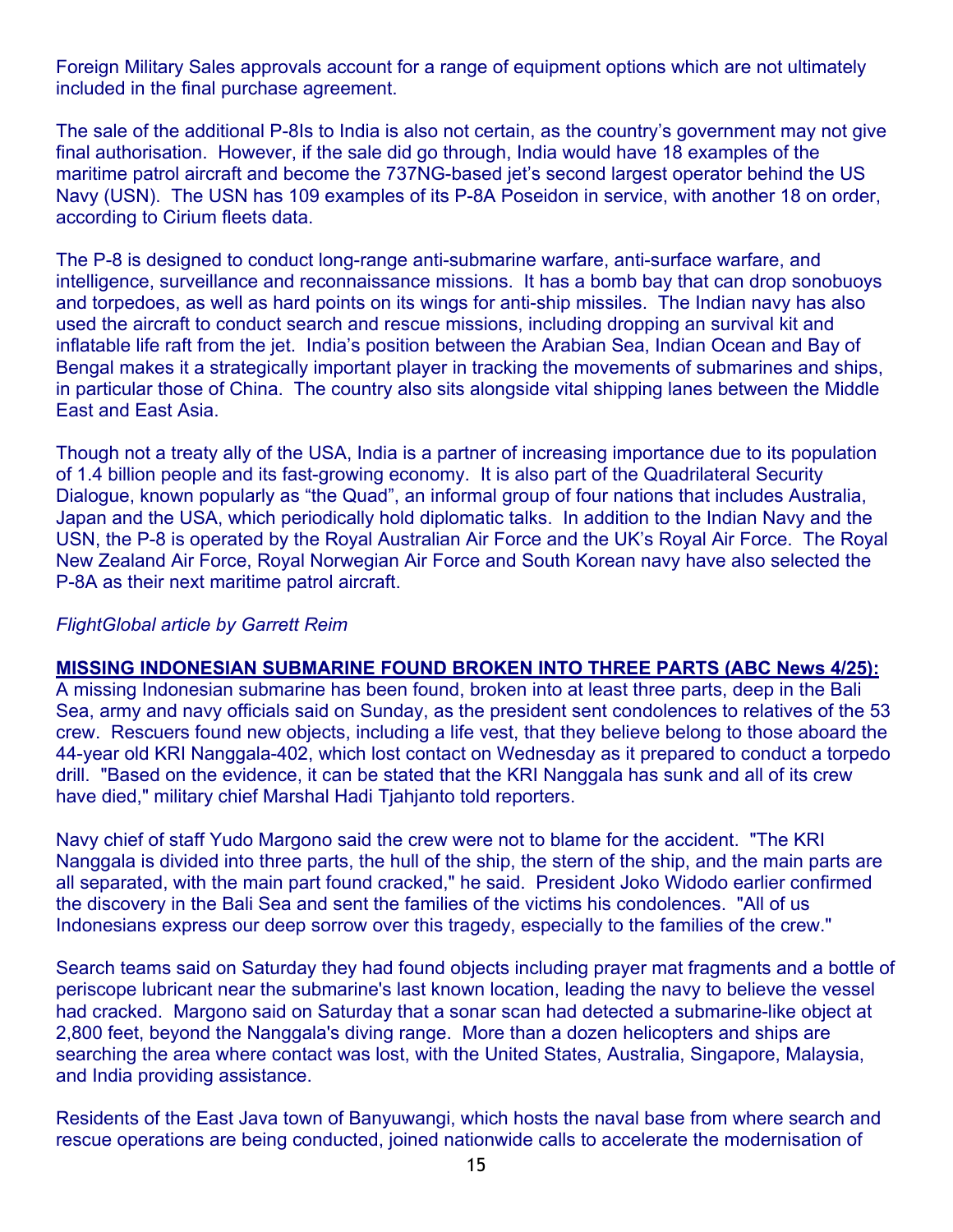Foreign Military Sales approvals account for a range of equipment options which are not ultimately included in the final purchase agreement.

The sale of the additional P-8Is to India is also not certain, as the country's government may not give final authorisation. However, if the sale did go through, India would have 18 examples of the maritime patrol aircraft and become the 737NG-based jet's second largest operator behind the US Navy (USN). The USN has 109 examples of its P-8A Poseidon in service, with another 18 on order, according to Cirium fleets data.

The P-8 is designed to conduct long-range anti-submarine warfare, anti-surface warfare, and intelligence, surveillance and reconnaissance missions. It has a bomb bay that can drop sonobuoys and torpedoes, as well as hard points on its wings for anti-ship missiles. The Indian navy has also used the aircraft to conduct search and rescue missions, including dropping an survival kit and inflatable life raft from the jet. India's position between the Arabian Sea, Indian Ocean and Bay of Bengal makes it a strategically important player in tracking the movements of submarines and ships, in particular those of China. The country also sits alongside vital shipping lanes between the Middle East and East Asia.

Though not a treaty ally of the USA, India is a partner of increasing importance due to its population of 1.4 billion people and its fast-growing economy. It is also part of the Quadrilateral Security Dialogue, known popularly as "the Quad", an informal group of four nations that includes Australia, Japan and the USA, which periodically hold diplomatic talks. In addition to the Indian Navy and the USN, the P-8 is operated by the Royal Australian Air Force and the UK's Royal Air Force. The Royal New Zealand Air Force, Royal Norwegian Air Force and South Korean navy have also selected the P-8A as their next maritime patrol aircraft.

*FlightGlobal article by Garrett Reim*

**MISSING INDONESIAN SUBMARINE FOUND BROKEN INTO THREE PARTS (ABC News 4/25):**
A missing Indonesian submarine has been found, broken into at least three parts, deep in the Bali Sea, army and navy officials said on Sunday, as the president sent condolences to relatives of the 53 crew. Rescuers found new objects, including a life vest, that they believe belong to those aboard the 44-year old KRI Nanggala-402, which lost contact on Wednesday as it prepared to conduct a torpedo drill. "Based on the evidence, it can be stated that the KRI Nanggala has sunk and all of its crew have died," military chief Marshal Hadi Tjahjanto told reporters.

Navy chief of staff Yudo Margono said the crew were not to blame for the accident. "The KRI Nanggala is divided into three parts, the hull of the ship, the stern of the ship, and the main parts are all separated, with the main part found cracked," he said. President Joko Widodo earlier confirmed the discovery in the Bali Sea and sent the families of the victims his condolences. "All of us Indonesians express our deep sorrow over this tragedy, especially to the families of the crew."

Search teams said on Saturday they had found objects including prayer mat fragments and a bottle of periscope lubricant near the submarine's last known location, leading the navy to believe the vessel had cracked. Margono said on Saturday that a sonar scan had detected a submarine-like object at 2,800 feet, beyond the Nanggala's diving range. More than a dozen helicopters and ships are searching the area where contact was lost, with the United States, Australia, Singapore, Malaysia, and India providing assistance.

Residents of the East Java town of Banyuwangi, which hosts the naval base from where search and rescue operations are being conducted, joined nationwide calls to accelerate the modernisation of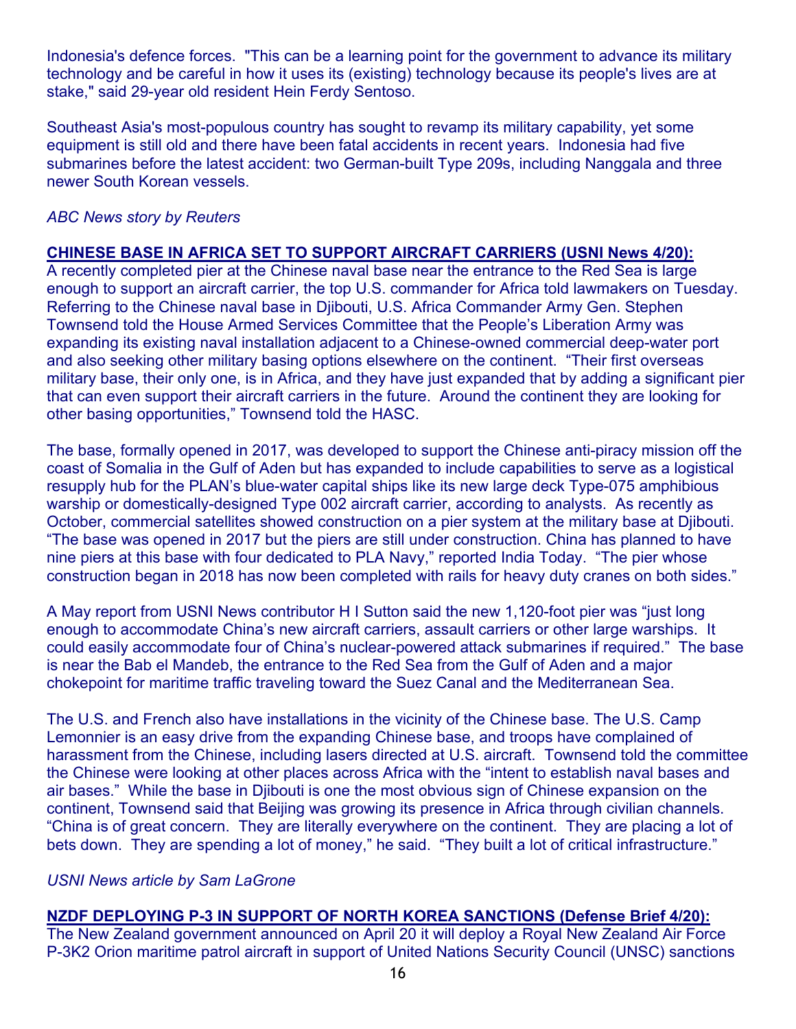Indonesia's defence forces. "This can be a learning point for the government to advance its military technology and be careful in how it uses its (existing) technology because its people's lives are at stake," said 29-year old resident Hein Ferdy Sentoso.

Southeast Asia's most-populous country has sought to revamp its military capability, yet some equipment is still old and there have been fatal accidents in recent years. Indonesia had five submarines before the latest accident: two German-built Type 209s, including Nanggala and three newer South Korean vessels.

*ABC News story by Reuters*

**CHINESE BASE IN AFRICA SET TO SUPPORT AIRCRAFT CARRIERS (USNI News 4/20):**
A recently completed pier at the Chinese naval base near the entrance to the Red Sea is large enough to support an aircraft carrier, the top U.S. commander for Africa told lawmakers on Tuesday. Referring to the Chinese naval base in Djibouti, U.S. Africa Commander Army Gen. Stephen Townsend told the House Armed Services Committee that the People's Liberation Army was expanding its existing naval installation adjacent to a Chinese-owned commercial deep-water port and also seeking other military basing options elsewhere on the continent. "Their first overseas military base, their only one, is in Africa, and they have just expanded that by adding a significant pier that can even support their aircraft carriers in the future. Around the continent they are looking for other basing opportunities," Townsend told the HASC.

The base, formally opened in 2017, was developed to support the Chinese anti-piracy mission off the coast of Somalia in the Gulf of Aden but has expanded to include capabilities to serve as a logistical resupply hub for the PLAN's blue-water capital ships like its new large deck Type-075 amphibious warship or domestically-designed Type 002 aircraft carrier, according to analysts. As recently as October, commercial satellites showed construction on a pier system at the military base at Djibouti. "The base was opened in 2017 but the piers are still under construction. China has planned to have nine piers at this base with four dedicated to PLA Navy," reported India Today. "The pier whose construction began in 2018 has now been completed with rails for heavy duty cranes on both sides."

A May report from USNI News contributor H I Sutton said the new 1,120-foot pier was "just long enough to accommodate China's new aircraft carriers, assault carriers or other large warships. It could easily accommodate four of China's nuclear-powered attack submarines if required." The base is near the Bab el Mandeb, the entrance to the Red Sea from the Gulf of Aden and a major chokepoint for maritime traffic traveling toward the Suez Canal and the Mediterranean Sea.

The U.S. and French also have installations in the vicinity of the Chinese base. The U.S. Camp Lemonnier is an easy drive from the expanding Chinese base, and troops have complained of harassment from the Chinese, including lasers directed at U.S. aircraft. Townsend told the committee the Chinese were looking at other places across Africa with the "intent to establish naval bases and air bases." While the base in Djibouti is one the most obvious sign of Chinese expansion on the continent, Townsend said that Beijing was growing its presence in Africa through civilian channels. "China is of great concern. They are literally everywhere on the continent. They are placing a lot of bets down. They are spending a lot of money," he said. "They built a lot of critical infrastructure."

*USNI News article by Sam LaGrone*

**NZDF DEPLOYING P-3 IN SUPPORT OF NORTH KOREA SANCTIONS (Defense Brief 4/20):**
The New Zealand government announced on April 20 it will deploy a Royal New Zealand Air Force P-3K2 Orion maritime patrol aircraft in support of United Nations Security Council (UNSC) sanctions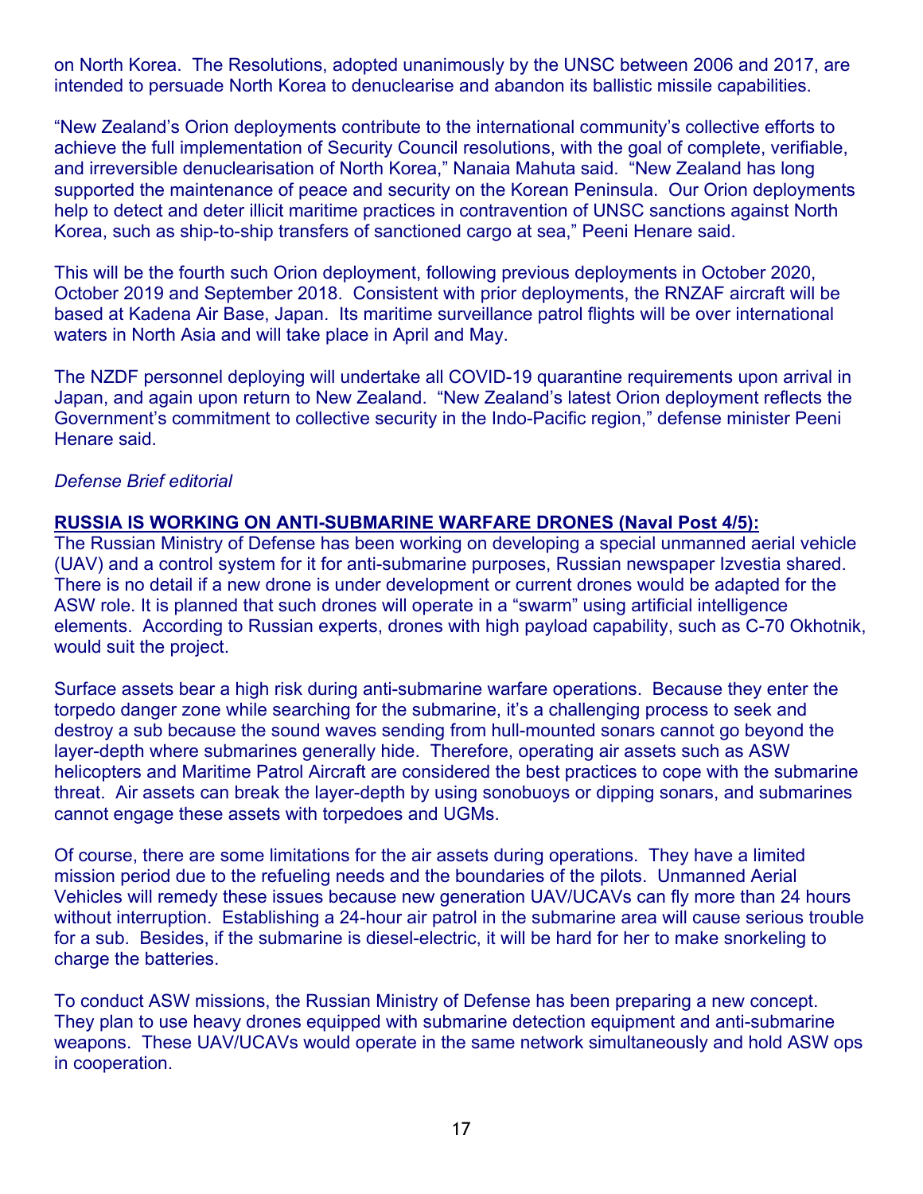on North Korea. The Resolutions, adopted unanimously by the UNSC between 2006 and 2017, are intended to persuade North Korea to denuclearise and abandon its ballistic missile capabilities.

"New Zealand's Orion deployments contribute to the international community's collective efforts to achieve the full implementation of Security Council resolutions, with the goal of complete, verifiable, and irreversible denuclearisation of North Korea," Nanaia Mahuta said. "New Zealand has long supported the maintenance of peace and security on the Korean Peninsula. Our Orion deployments help to detect and deter illicit maritime practices in contravention of UNSC sanctions against North Korea, such as ship-to-ship transfers of sanctioned cargo at sea," Peeni Henare said.

This will be the fourth such Orion deployment, following previous deployments in October 2020, October 2019 and September 2018. Consistent with prior deployments, the RNZAF aircraft will be based at Kadena Air Base, Japan. Its maritime surveillance patrol flights will be over international waters in North Asia and will take place in April and May.

The NZDF personnel deploying will undertake all COVID-19 quarantine requirements upon arrival in Japan, and again upon return to New Zealand. "New Zealand's latest Orion deployment reflects the Government's commitment to collective security in the Indo-Pacific region," defense minister Peeni Henare said.

*Defense Brief editorial*

**RUSSIA IS WORKING ON ANTI-SUBMARINE WARFARE DRONES (Naval Post 4/5):**

The Russian Ministry of Defense has been working on developing a special unmanned aerial vehicle (UAV) and a control system for it for anti-submarine purposes, Russian newspaper Izvestia shared. There is no detail if a new drone is under development or current drones would be adapted for the ASW role. It is planned that such drones will operate in a "swarm" using artificial intelligence elements. According to Russian experts, drones with high payload capability, such as C-70 Okhotnik, would suit the project.

Surface assets bear a high risk during anti-submarine warfare operations. Because they enter the torpedo danger zone while searching for the submarine, it's a challenging process to seek and destroy a sub because the sound waves sending from hull-mounted sonars cannot go beyond the layer-depth where submarines generally hide. Therefore, operating air assets such as ASW helicopters and Maritime Patrol Aircraft are considered the best practices to cope with the submarine threat. Air assets can break the layer-depth by using sonobuoys or dipping sonars, and submarines cannot engage these assets with torpedoes and UGMs.

Of course, there are some limitations for the air assets during operations. They have a limited mission period due to the refueling needs and the boundaries of the pilots. Unmanned Aerial Vehicles will remedy these issues because new generation UAV/UCAVs can fly more than 24 hours without interruption. Establishing a 24-hour air patrol in the submarine area will cause serious trouble for a sub. Besides, if the submarine is diesel-electric, it will be hard for her to make snorkeling to charge the batteries.

To conduct ASW missions, the Russian Ministry of Defense has been preparing a new concept. They plan to use heavy drones equipped with submarine detection equipment and anti-submarine weapons. These UAV/UCAVs would operate in the same network simultaneously and hold ASW ops in cooperation.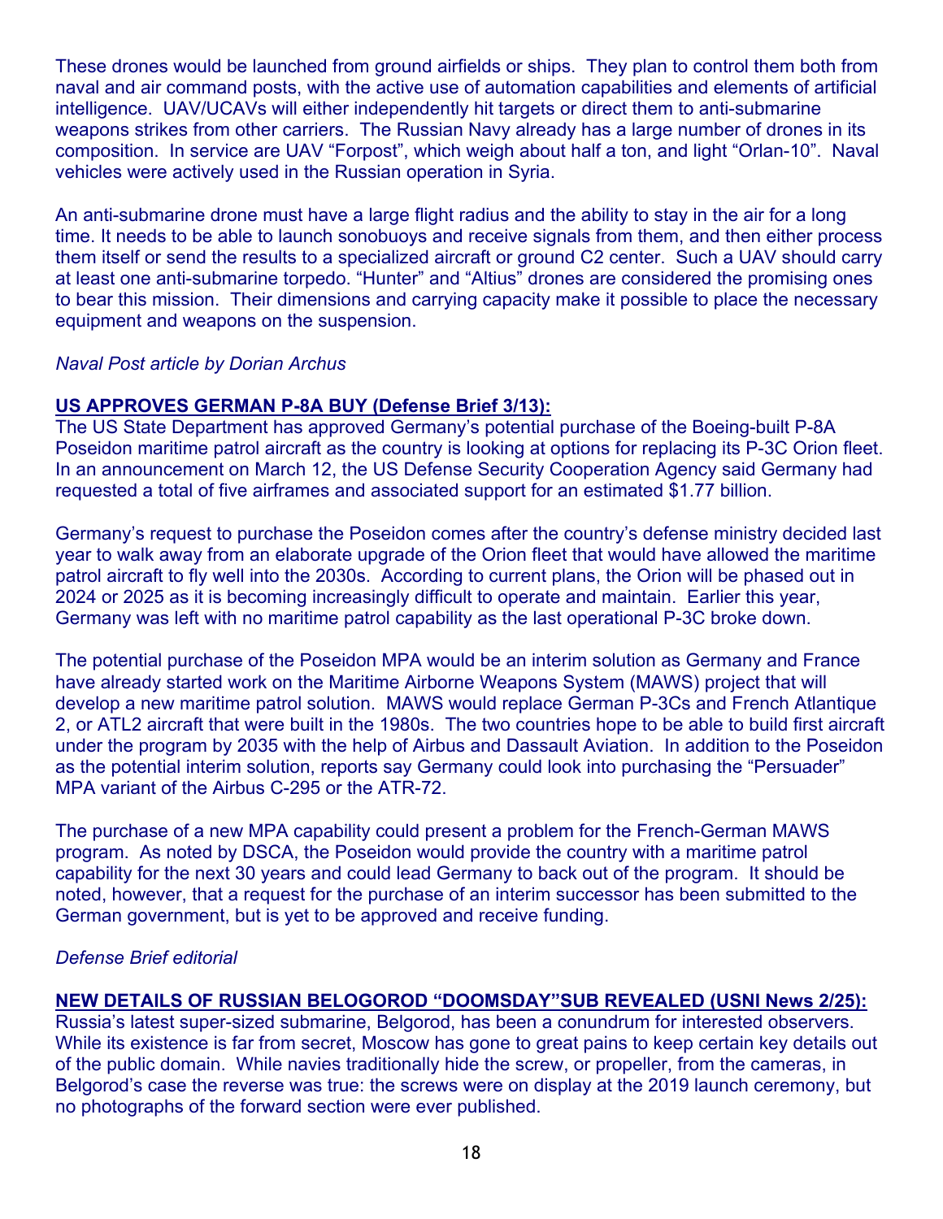These drones would be launched from ground airfields or ships. They plan to control them both from naval and air command posts, with the active use of automation capabilities and elements of artificial intelligence. UAV/UCAVs will either independently hit targets or direct them to anti-submarine weapons strikes from other carriers. The Russian Navy already has a large number of drones in its composition. In service are UAV "Forpost", which weigh about half a ton, and light "Orlan-10". Naval vehicles were actively used in the Russian operation in Syria.

An anti-submarine drone must have a large flight radius and the ability to stay in the air for a long time. It needs to be able to launch sonobuoys and receive signals from them, and then either process them itself or send the results to a specialized aircraft or ground C2 center. Such a UAV should carry at least one anti-submarine torpedo. "Hunter" and "Altius" drones are considered the promising ones to bear this mission. Their dimensions and carrying capacity make it possible to place the necessary equipment and weapons on the suspension.

*Naval Post article by Dorian Archus*

**US APPROVES GERMAN P-8A BUY (Defense Brief 3/13):**

The US State Department has approved Germany's potential purchase of the Boeing-built P-8A Poseidon maritime patrol aircraft as the country is looking at options for replacing its P-3C Orion fleet. In an announcement on March 12, the US Defense Security Cooperation Agency said Germany had requested a total of five airframes and associated support for an estimated $1.77 billion.

Germany's request to purchase the Poseidon comes after the country's defense ministry decided last year to walk away from an elaborate upgrade of the Orion fleet that would have allowed the maritime patrol aircraft to fly well into the 2030s. According to current plans, the Orion will be phased out in 2024 or 2025 as it is becoming increasingly difficult to operate and maintain. Earlier this year, Germany was left with no maritime patrol capability as the last operational P-3C broke down.

The potential purchase of the Poseidon MPA would be an interim solution as Germany and France have already started work on the Maritime Airborne Weapons System (MAWS) project that will develop a new maritime patrol solution. MAWS would replace German P-3Cs and French Atlantique 2, or ATL2 aircraft that were built in the 1980s. The two countries hope to be able to build first aircraft under the program by 2035 with the help of Airbus and Dassault Aviation. In addition to the Poseidon as the potential interim solution, reports say Germany could look into purchasing the "Persuader" MPA variant of the Airbus C-295 or the ATR-72.

The purchase of a new MPA capability could present a problem for the French-German MAWS program. As noted by DSCA, the Poseidon would provide the country with a maritime patrol capability for the next 30 years and could lead Germany to back out of the program. It should be noted, however, that a request for the purchase of an interim successor has been submitted to the German government, but is yet to be approved and receive funding.

*Defense Brief editorial*

**NEW DETAILS OF RUSSIAN BELOGOROD "DOOMSDAY"SUB REVEALED (USNI News 2/25):**

Russia's latest super-sized submarine, Belgorod, has been a conundrum for interested observers. While its existence is far from secret, Moscow has gone to great pains to keep certain key details out of the public domain. While navies traditionally hide the screw, or propeller, from the cameras, in Belgorod's case the reverse was true: the screws were on display at the 2019 launch ceremony, but no photographs of the forward section were ever published.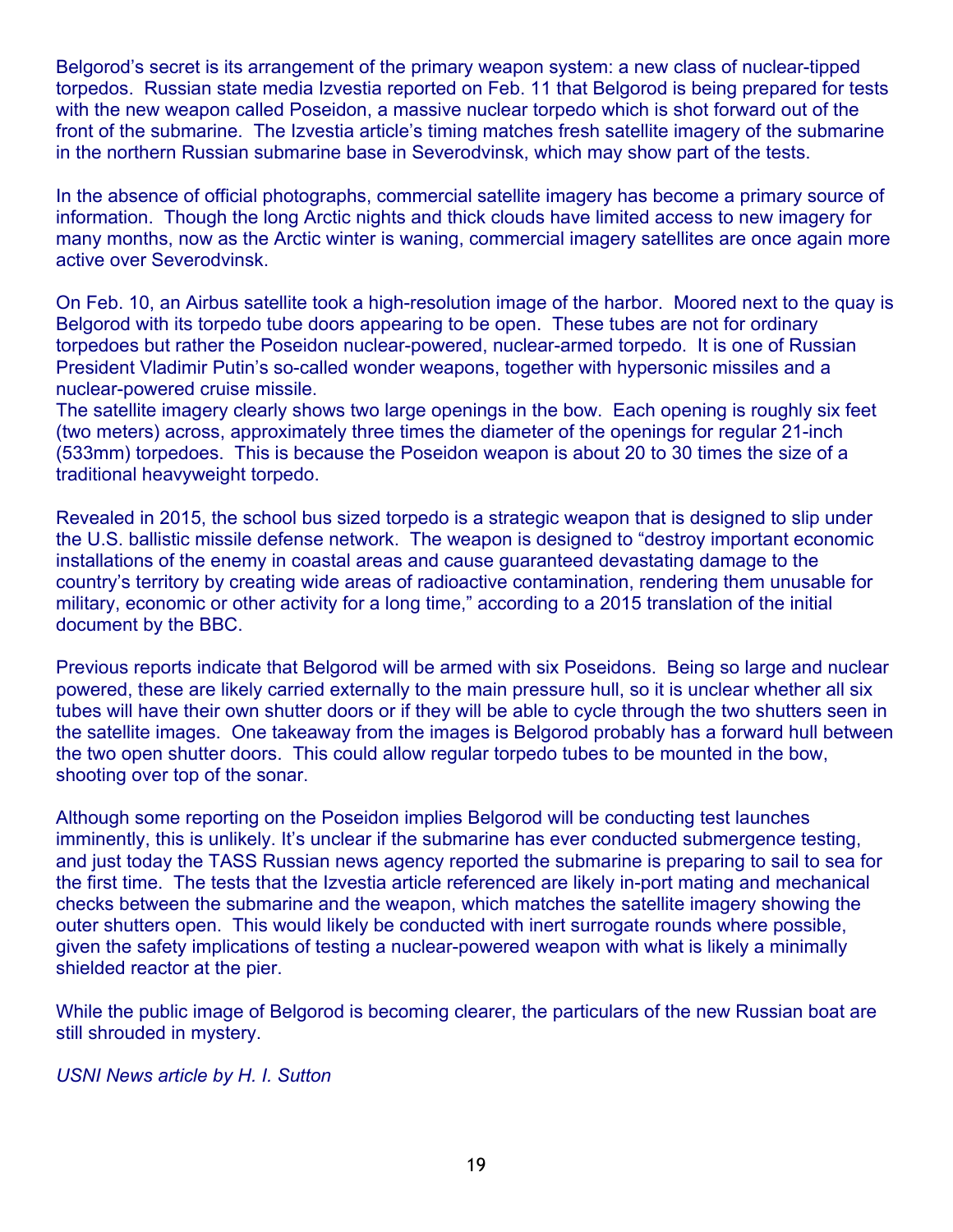Belgorod's secret is its arrangement of the primary weapon system: a new class of nuclear-tipped torpedos. Russian state media Izvestia reported on Feb. 11 that Belgorod is being prepared for tests with the new weapon called Poseidon, a massive nuclear torpedo which is shot forward out of the front of the submarine. The Izvestia article's timing matches fresh satellite imagery of the submarine in the northern Russian submarine base in Severodvinsk, which may show part of the tests.

In the absence of official photographs, commercial satellite imagery has become a primary source of information. Though the long Arctic nights and thick clouds have limited access to new imagery for many months, now as the Arctic winter is waning, commercial imagery satellites are once again more active over Severodvinsk.

On Feb. 10, an Airbus satellite took a high-resolution image of the harbor. Moored next to the quay is Belgorod with its torpedo tube doors appearing to be open. These tubes are not for ordinary torpedoes but rather the Poseidon nuclear-powered, nuclear-armed torpedo. It is one of Russian President Vladimir Putin's so-called wonder weapons, together with hypersonic missiles and a nuclear-powered cruise missile.

The satellite imagery clearly shows two large openings in the bow. Each opening is roughly six feet (two meters) across, approximately three times the diameter of the openings for regular 21-inch (533mm) torpedoes. This is because the Poseidon weapon is about 20 to 30 times the size of a traditional heavyweight torpedo.

Revealed in 2015, the school bus sized torpedo is a strategic weapon that is designed to slip under the U.S. ballistic missile defense network. The weapon is designed to "destroy important economic installations of the enemy in coastal areas and cause guaranteed devastating damage to the country's territory by creating wide areas of radioactive contamination, rendering them unusable for military, economic or other activity for a long time," according to a 2015 translation of the initial document by the BBC.

Previous reports indicate that Belgorod will be armed with six Poseidons. Being so large and nuclear powered, these are likely carried externally to the main pressure hull, so it is unclear whether all six tubes will have their own shutter doors or if they will be able to cycle through the two shutters seen in the satellite images. One takeaway from the images is Belgorod probably has a forward hull between the two open shutter doors. This could allow regular torpedo tubes to be mounted in the bow, shooting over top of the sonar.

Although some reporting on the Poseidon implies Belgorod will be conducting test launches imminently, this is unlikely. It's unclear if the submarine has ever conducted submergence testing, and just today the TASS Russian news agency reported the submarine is preparing to sail to sea for the first time. The tests that the Izvestia article referenced are likely in-port mating and mechanical checks between the submarine and the weapon, which matches the satellite imagery showing the outer shutters open. This would likely be conducted with inert surrogate rounds where possible, given the safety implications of testing a nuclear-powered weapon with what is likely a minimally shielded reactor at the pier.

While the public image of Belgorod is becoming clearer, the particulars of the new Russian boat are still shrouded in mystery.

*USNI News article by H. I. Sutton*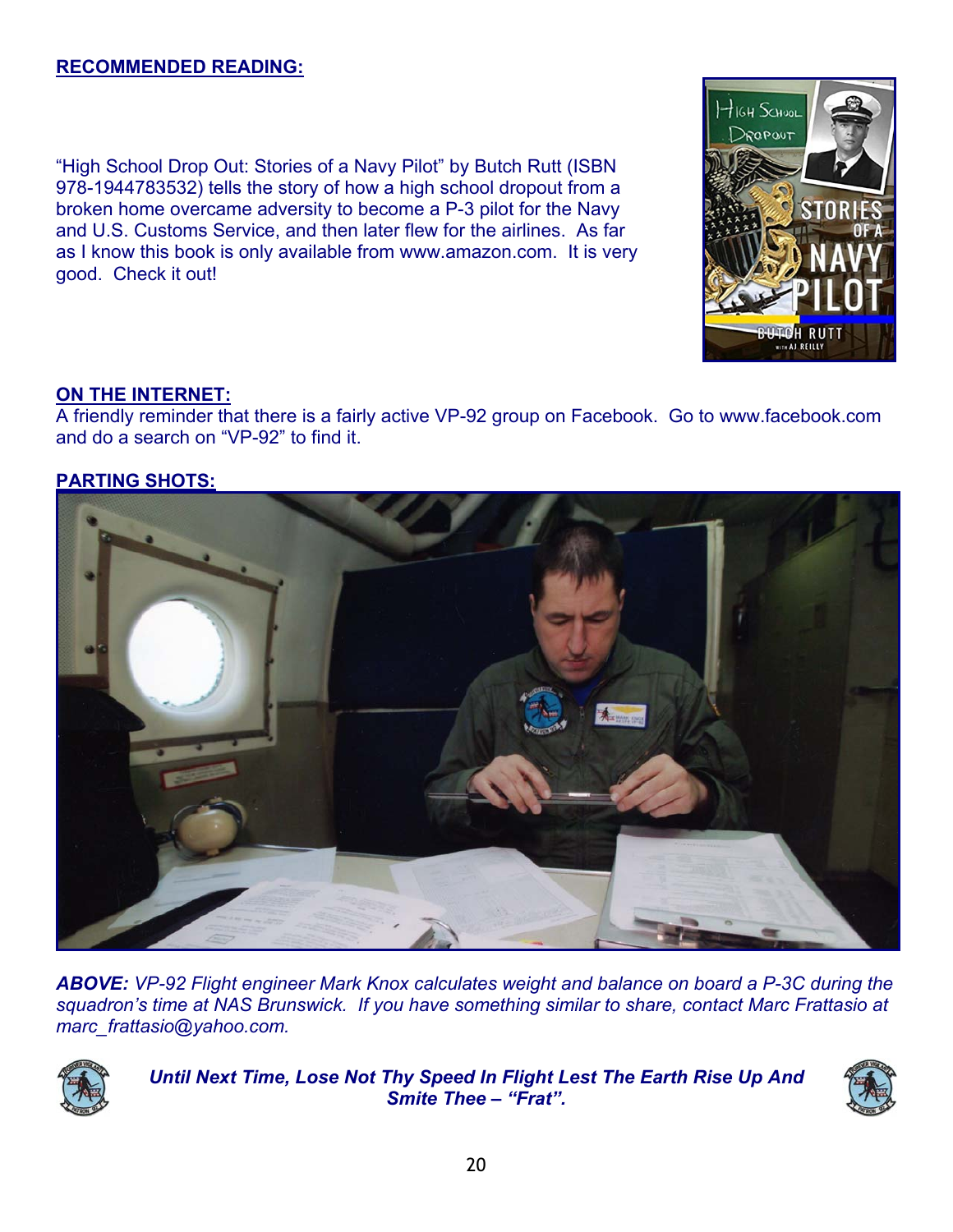**RECOMMENDED READING:**

"High School Drop Out: Stories of a Navy Pilot" by Butch Rutt (ISBN 978-1944783532) tells the story of how a high school dropout from a broken home overcame adversity to become a P-3 pilot for the Navy and U.S. Customs Service, and then later flew for the airlines. As far as I know this book is only available from www.amazon.com. It is very good. Check it out!

**ON THE INTERNET:**

A friendly reminder that there is a fairly active VP-92 group on Facebook. Go to www.facebook.com and do a search on "VP-92" to find it.

**PARTING SHOTS:**

***ABOVE:*** *VP-92 Flight engineer Mark Knox calculates weight and balance on board a P-3C during the squadron's time at NAS Brunswick. If you have something similar to share, contact Marc Frattasio at marc_frattasio@yahoo.com.*

***Until Next Time, Lose Not Thy Speed In Flight Lest The Earth Rise Up And Smite Thee – "Frat".***